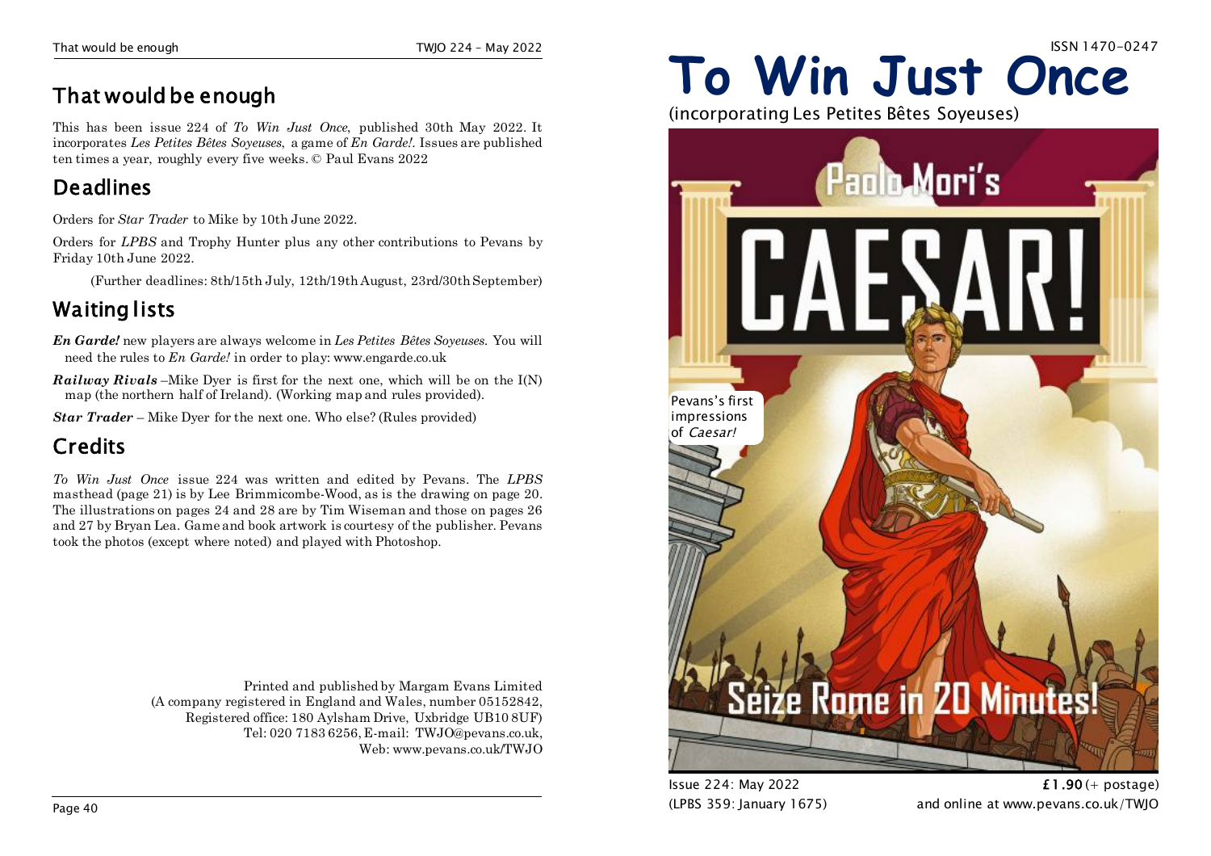## That would be enough

This has been issue 224 of *To Win Just Once*, published 30th May 2022. It incorporates *Les Petites Bêtes Soyeuses*, a game of *En Garde!*. Issues are published ten times a year, roughly every five weeks. © Paul Evans 2022

## Deadlines

Orders for *Star Trader* to Mike by 10th June 2022.

Orders for *LPBS* and Trophy Hunter plus any other contributions to Pevans by Friday 10th June 2022.

(Further deadlines: 8th/15th July, 12th/19th August, 23rd/30th September)

## Waiting lists

***En Garde!*** new players are always welcome in *Les Petites Bêtes Soyeuses*. You will need the rules to *En Garde!* in order to play: www.engarde.co.uk

***Railway Rivals*** –Mike Dyer is first for the next one, which will be on the I(N) map (the northern half of Ireland). (Working map and rules provided).

***Star Trader*** – Mike Dyer for the next one. Who else? (Rules provided)

## Credits

*To Win Just Once* issue 224 was written and edited by Pevans. The *LPBS* masthead (page 21) is by Lee Brimmicombe-Wood, as is the drawing on page 20. The illustrations on pages 24 and 28 are by Tim Wiseman and those on pages 26 and 27 by Bryan Lea. Game and book artwork is courtesy of the publisher. Pevans took the photos (except where noted) and played with Photoshop.

Printed and published by Margam Evans Limited
(A company registered in England and Wales, number 05152842,
Registered office: 180 Aylsham Drive, Uxbridge UB10 8UF)
Tel: 020 7183 6256, E-mail: TWJO@pevans.co.uk,
Web: www.pevans.co.uk/TWJO

ISSN 1470-0247

# To Win Just Once

(incorporating Les Petites Bêtes Soyeuses)

Pevans's first impressions of *Caesar!*

Issue 224: May 2022
(LPBS 359: January 1675)

**£1.90** (+ postage)
and online at www.pevans.co.uk/TWJO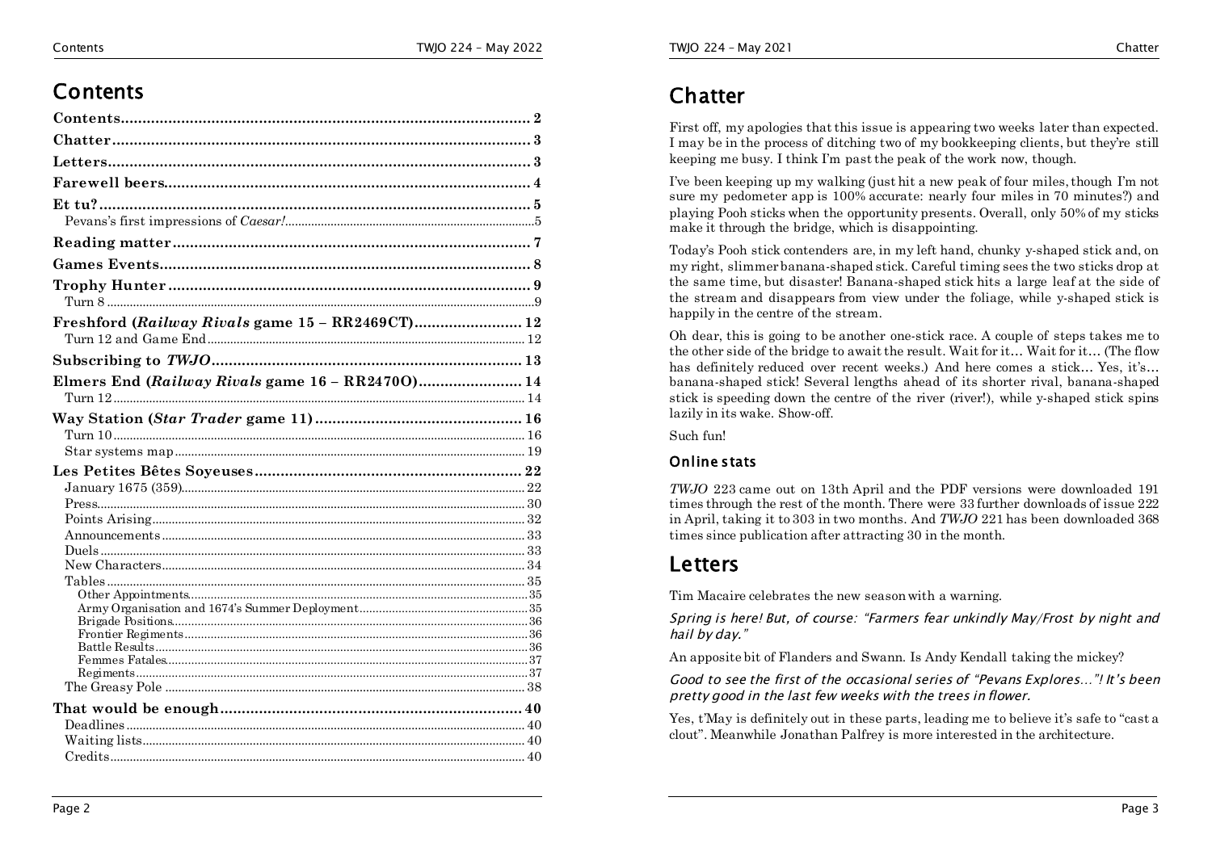# Contents

**Contents** .... 2

**Chatter** .... 3

**Letters** .... 3

**Farewell beers** .... 4

**Et tu?** .... 5

Pevans's first impressions of *Caesar!* .... 5

**Reading matter** .... 7

**Games Events** .... 8

**Trophy Hunter** .... 9

Turn 8 .... 9

**Freshford (*Railway Rivals* game 15 – RR2469CT)** .... 12

Turn 12 and Game End .... 12

**Subscribing to *TWJO*** .... 13

**Elmers End (*Railway Rivals* game 16 – RR2470O)** .... 14

Turn 12 .... 14

**Way Station (*Star Trader* game 11)** .... 16

Turn 10 .... 16

Star systems map .... 19

**Les Petites Bêtes Soyeuses** .... 22

January 1675 (359) .... 22

Press .... 30

Points Arising .... 32

Announcements .... 33

Duels .... 33

New Characters .... 34

Tables .... 35

Other Appointments .... 35

Army Organisation and 1674's Summer Deployment .... 35

Brigade Positions .... 36

Frontier Regiments .... 36

Battle Results .... 36

Femmes Fatales .... 37

Regiments .... 37

The Greasy Pole .... 38

**That would be enough** .... 40

Deadlines .... 40

Waiting lists .... 40

Credits .... 40

# Chatter

First off, my apologies that this issue is appearing two weeks later than expected. I may be in the process of ditching two of my bookkeeping clients, but they're still keeping me busy. I think I'm past the peak of the work now, though.

I've been keeping up my walking (just hit a new peak of four miles, though I'm not sure my pedometer app is 100% accurate: nearly four miles in 70 minutes?) and playing Pooh sticks when the opportunity presents. Overall, only 50% of my sticks make it through the bridge, which is disappointing.

Today's Pooh stick contenders are, in my left hand, chunky y-shaped stick and, on my right, slimmer banana-shaped stick. Careful timing sees the two sticks drop at the same time, but disaster! Banana-shaped stick hits a large leaf at the side of the stream and disappears from view under the foliage, while y-shaped stick is happily in the centre of the stream.

Oh dear, this is going to be another one-stick race. A couple of steps takes me to the other side of the bridge to await the result. Wait for it… Wait for it… (The flow has definitely reduced over recent weeks.) And here comes a stick… Yes, it's… banana-shaped stick! Several lengths ahead of its shorter rival, banana-shaped stick is speeding down the centre of the river (river!), while y-shaped stick spins lazily in its wake. Show-off.

Such fun!

### Online stats

*TWJO* 223 came out on 13th April and the PDF versions were downloaded 191 times through the rest of the month. There were 33 further downloads of issue 222 in April, taking it to 303 in two months. And *TWJO* 221 has been downloaded 368 times since publication after attracting 30 in the month.

# Letters

Tim Macaire celebrates the new season with a warning.

*Spring is here! But, of course: "Farmers fear unkindly May/Frost by night and hail by day."*

An apposite bit of Flanders and Swann. Is Andy Kendall taking the mickey?

*Good to see the first of the occasional series of "Pevans Explores…"! It's been pretty good in the last few weeks with the trees in flower.*

Yes, t'May is definitely out in these parts, leading me to believe it's safe to "cast a clout". Meanwhile Jonathan Palfrey is more interested in the architecture.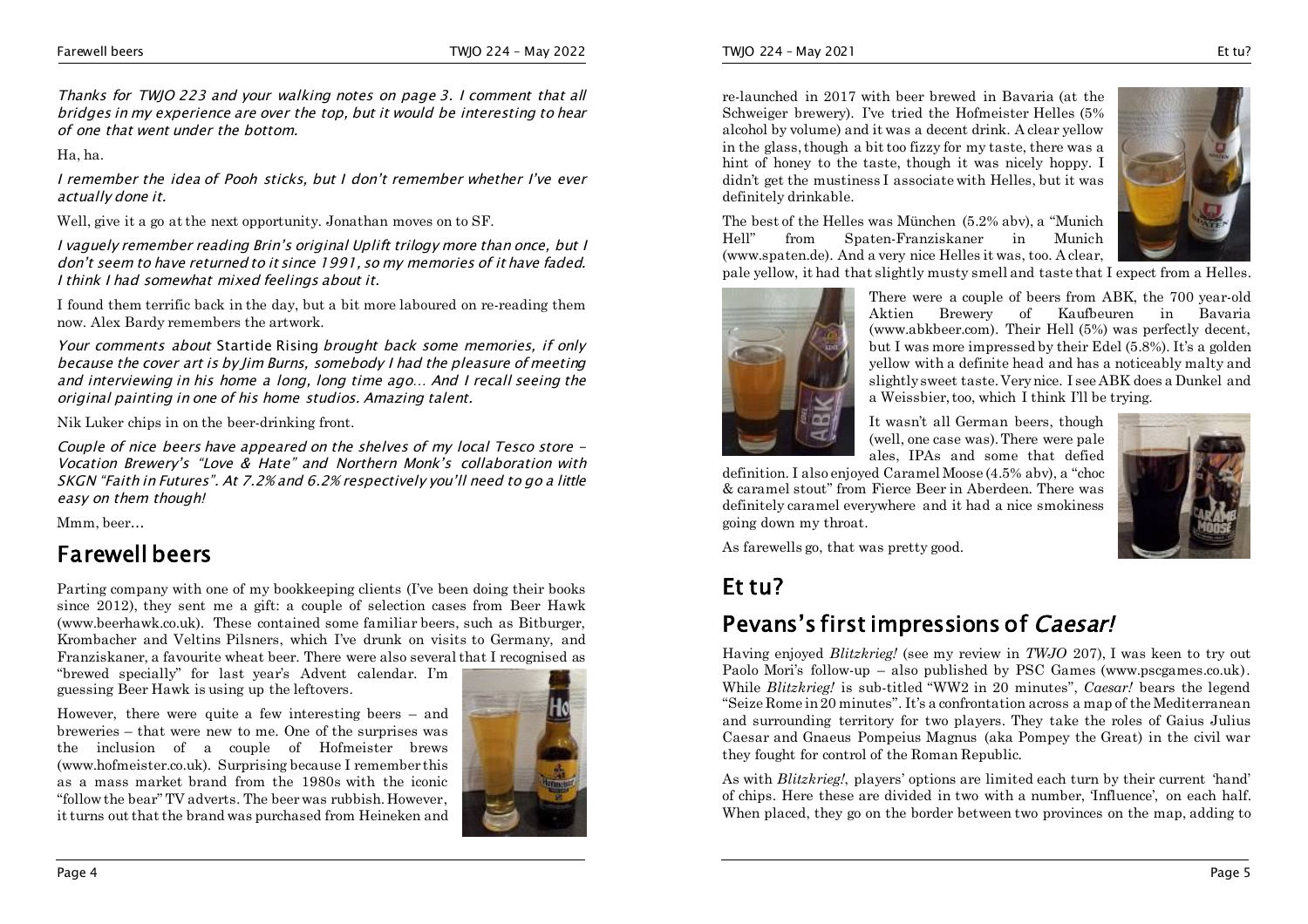*Thanks for TWJO 223 and your walking notes on page 3. I comment that all bridges in my experience are over the top, but it would be interesting to hear of one that went under the bottom.*

Ha, ha.

*I remember the idea of Pooh sticks, but I don't remember whether I've ever actually done it.*

Well, give it a go at the next opportunity. Jonathan moves on to SF.

*I vaguely remember reading Brin's original Uplift trilogy more than once, but I don't seem to have returned to it since 1991, so my memories of it have faded. I think I had somewhat mixed feelings about it.*

I found them terrific back in the day, but a bit more laboured on re-reading them now. Alex Bardy remembers the artwork.

*Your comments about* Startide Rising *brought back some memories, if only because the cover art is by Jim Burns, somebody I had the pleasure of meeting and interviewing in his home a long, long time ago… And I recall seeing the original painting in one of his home studios. Amazing talent.*

Nik Luker chips in on the beer-drinking front.

*Couple of nice beers have appeared on the shelves of my local Tesco store – Vocation Brewery's "Love & Hate" and Northern Monk's collaboration with SKGN "Faith in Futures". At 7.2% and 6.2% respectively you'll need to go a little easy on them though!*

Mmm, beer…

## Farewell beers

Parting company with one of my bookkeeping clients (I've been doing their books since 2012), they sent me a gift: a couple of selection cases from Beer Hawk (www.beerhawk.co.uk). These contained some familiar beers, such as Bitburger, Krombacher and Veltins Pilsners, which I've drunk on visits to Germany, and Franziskaner, a favourite wheat beer. There were also several that I recognised as "brewed specially" for last year's Advent calendar. I'm guessing Beer Hawk is using up the leftovers.

However, there were quite a few interesting beers – and breweries – that were new to me. One of the surprises was the inclusion of a couple of Hofmeister brews (www.hofmeister.co.uk). Surprising because I remember this as a mass market brand from the 1980s with the iconic "follow the bear" TV adverts. The beer was rubbish. However, it turns out that the brand was purchased from Heineken and re-launched in 2017 with beer brewed in Bavaria (at the Schweiger brewery). I've tried the Hofmeister Helles (5% alcohol by volume) and it was a decent drink. A clear yellow in the glass, though a bit too fizzy for my taste, there was a hint of honey to the taste, though it was nicely hoppy. I didn't get the mustiness I associate with Helles, but it was definitely drinkable.

The best of the Helles was München (5.2% abv), a "Munich Hell" from Spaten-Franziskaner in Munich (www.spaten.de). And a very nice Helles it was, too. A clear, pale yellow, it had that slightly musty smell and taste that I expect from a Helles.

There were a couple of beers from ABK, the 700 year-old Aktien Brewery of Kaufbeuren in Bavaria (www.abkbeer.com). Their Hell (5%) was perfectly decent, but I was more impressed by their Edel (5.8%). It's a golden yellow with a definite head and has a noticeably malty and slightly sweet taste. Very nice. I see ABK does a Dunkel and a Weissbier, too, which I think I'll be trying.

It wasn't all German beers, though (well, one case was). There were pale ales, IPAs and some that defied definition. I also enjoyed Caramel Moose (4.5% abv), a "choc & caramel stout" from Fierce Beer in Aberdeen. There was definitely caramel everywhere and it had a nice smokiness going down my throat.

As farewells go, that was pretty good.

## Et tu?

## Pevans's first impressions of *Caesar!*

Having enjoyed *Blitzkrieg!* (see my review in *TWJO* 207), I was keen to try out Paolo Mori's follow-up – also published by PSC Games (www.pscgames.co.uk). While *Blitzkrieg!* is sub-titled "WW2 in 20 minutes", *Caesar!* bears the legend "Seize Rome in 20 minutes". It's a confrontation across a map of the Mediterranean and surrounding territory for two players. They take the roles of Gaius Julius Caesar and Gnaeus Pompeius Magnus (aka Pompey the Great) in the civil war they fought for control of the Roman Republic.

As with *Blitzkrieg!*, players' options are limited each turn by their current 'hand' of chips. Here these are divided in two with a number, 'Influence', on each half. When placed, they go on the border between two provinces on the map, adding to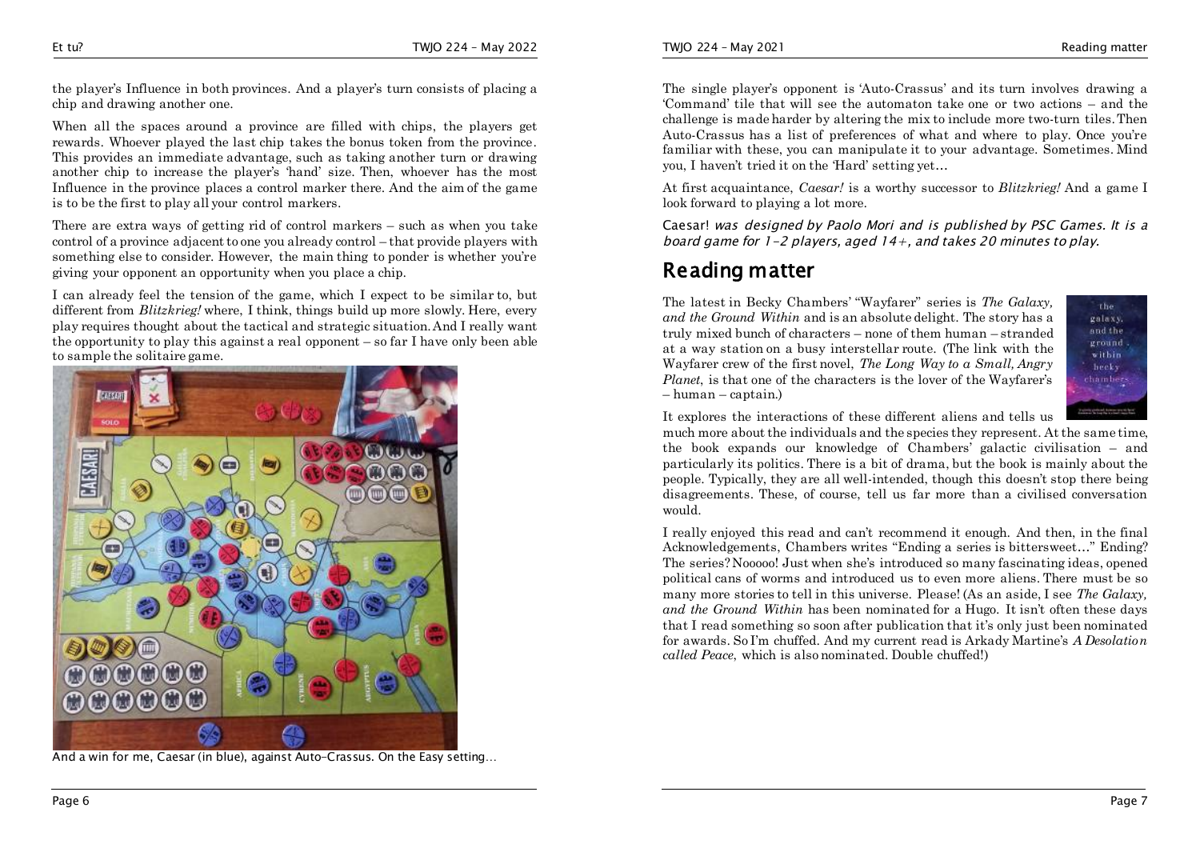the player's Influence in both provinces. And a player's turn consists of placing a chip and drawing another one.

When all the spaces around a province are filled with chips, the players get rewards. Whoever played the last chip takes the bonus token from the province. This provides an immediate advantage, such as taking another turn or drawing another chip to increase the player's 'hand' size. Then, whoever has the most Influence in the province places a control marker there. And the aim of the game is to be the first to play all your control markers.

There are extra ways of getting rid of control markers – such as when you take control of a province adjacent to one you already control – that provide players with something else to consider. However, the main thing to ponder is whether you're giving your opponent an opportunity when you place a chip.

I can already feel the tension of the game, which I expect to be similar to, but different from *Blitzkrieg!* where, I think, things build up more slowly. Here, every play requires thought about the tactical and strategic situation. And I really want the opportunity to play this against a real opponent – so far I have only been able to sample the solitaire game.

And a win for me, Caesar (in blue), against Auto-Crassus. On the Easy setting…

The single player's opponent is 'Auto-Crassus' and its turn involves drawing a 'Command' tile that will see the automaton take one or two actions – and the challenge is made harder by altering the mix to include more two-turn tiles. Then Auto-Crassus has a list of preferences of what and where to play. Once you're familiar with these, you can manipulate it to your advantage. Sometimes. Mind you, I haven't tried it on the 'Hard' setting yet…

At first acquaintance, *Caesar!* is a worthy successor to *Blitzkrieg!* And a game I look forward to playing a lot more.

Caesar! *was designed by Paolo Mori and is published by PSC Games. It is a board game for 1–2 players, aged 14+, and takes 20 minutes to play.*

## Reading matter

The latest in Becky Chambers' "Wayfarer" series is *The Galaxy, and the Ground Within* and is an absolute delight. The story has a truly mixed bunch of characters – none of them human – stranded at a way station on a busy interstellar route. (The link with the Wayfarer crew of the first novel, *The Long Way to a Small, Angry Planet*, is that one of the characters is the lover of the Wayfarer's – human – captain.)

It explores the interactions of these different aliens and tells us much more about the individuals and the species they represent. At the same time, the book expands our knowledge of Chambers' galactic civilisation – and particularly its politics. There is a bit of drama, but the book is mainly about the people. Typically, they are all well-intended, though this doesn't stop there being disagreements. These, of course, tell us far more than a civilised conversation would.

I really enjoyed this read and can't recommend it enough. And then, in the final Acknowledgements, Chambers writes "Ending a series is bittersweet…" Ending? The series? Nooooo! Just when she's introduced so many fascinating ideas, opened political cans of worms and introduced us to even more aliens. There must be so many more stories to tell in this universe. Please! (As an aside, I see *The Galaxy, and the Ground Within* has been nominated for a Hugo. It isn't often these days that I read something so soon after publication that it's only just been nominated for awards. So I'm chuffed. And my current read is Arkady Martine's *A Desolation called Peace*, which is also nominated. Double chuffed!)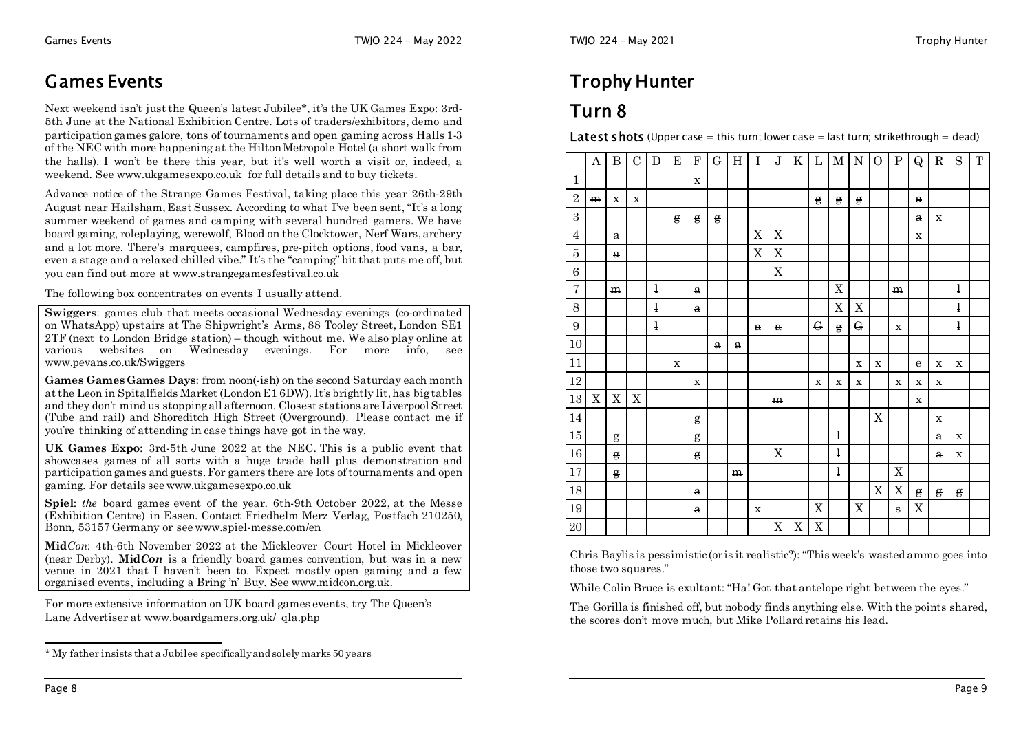# Games Events

Next weekend isn't just the Queen's latest Jubilee*, it's the UK Games Expo: 3rd-5th June at the National Exhibition Centre. Lots of traders/exhibitors, demo and participation games galore, tons of tournaments and open gaming across Halls 1-3 of the NEC with more happening at the Hilton Metropole Hotel (a short walk from the halls). I won't be there this year, but it's well worth a visit or, indeed, a weekend. See www.ukgamesexpo.co.uk for full details and to buy tickets.

Advance notice of the Strange Games Festival, taking place this year 26th-29th August near Hailsham, East Sussex. According to what I've been sent, "It's a long summer weekend of games and camping with several hundred gamers. We have board gaming, roleplaying, werewolf, Blood on the Clocktower, Nerf Wars, archery and a lot more. There's marquees, campfires, pre-pitch options, food vans, a bar, even a stage and a relaxed chilled vibe." It's the "camping" bit that puts me off, but you can find out more at www.strangegamesfestival.co.uk

The following box concentrates on events I usually attend.

**Swiggers**: games club that meets occasional Wednesday evenings (co-ordinated on WhatsApp) upstairs at The Shipwright's Arms, 88 Tooley Street, London SE1 2TF (next to London Bridge station) – though without me. We also play online at various websites on Wednesday evenings. For more info, see www.pevans.co.uk/Swiggers

**Games Games Games Days**: from noon(-ish) on the second Saturday each month at the Leon in Spitalfields Market (London E1 6DW). It's brightly lit, has big tables and they don't mind us stopping all afternoon. Closest stations are Liverpool Street (Tube and rail) and Shoreditch High Street (Overground). Please contact me if you're thinking of attending in case things have got in the way.

**UK Games Expo**: 3rd-5th June 2022 at the NEC. This is a public event that showcases games of all sorts with a huge trade hall plus demonstration and participation games and guests. For gamers there are lots of tournaments and open gaming. For details see www.ukgamesexpo.co.uk

**Spiel**: *the* board games event of the year. 6th-9th October 2022, at the Messe (Exhibition Centre) in Essen. Contact Friedhelm Merz Verlag, Postfach 210250, Bonn, 53157 Germany or see www.spiel-messe.com/en

**Mid*Con***: 4th-6th November 2022 at the Mickleover Court Hotel in Mickleover (near Derby). **Mid*Con*** is a friendly board games convention, but was in a new venue in 2021 that I haven't been to. Expect mostly open gaming and a few organised events, including a Bring 'n' Buy. See www.midcon.org.uk.

For more extensive information on UK board games events, try The Queen's Lane Advertiser at www.boardgamers.org.uk/ qla.php

\* My father insists that a Jubilee specifically and solely marks 50 years

# Trophy Hunter

## Turn 8

**Latest shots** (Upper case = this turn; lower case = last turn; strikethrough = dead)

| | A | B | C | D | E | F | G | H | I | J | K | L | M | N | O | P | Q | R | S | T |
|---|---|---|---|---|---|---|---|---|---|---|---|---|---|---|---|---|---|---|---|---|
| 1 | | | | | | x | | | | | | | | | | | | | | |
| 2 | ~~m~~ | x | x | | | | | | | | | ~~g~~ | ~~g~~ | ~~g~~ | | | ~~a~~ | | | |
| 3 | | | | | ~~g~~ | ~~g~~ | ~~g~~ | | | | | | | | | | ~~a~~ | x | | |
| 4 | | ~~a~~ | | | | | | | X | X | | | | | | | x | | | |
| 5 | | ~~a~~ | | | | | | | X | X | | | | | | | | | | |
| 6 | | | | | | | | | | X | | | | | | | | | | |
| 7 | | ~~m~~ | | ~~l~~ | | ~~a~~ | | | | | | | X | | | ~~m~~ | | | ~~l~~ | |
| 8 | | | | ~~l~~ | | ~~a~~ | | | | | | | X | X | | | | | ~~l~~ | |
| 9 | | | | ~~l~~ | | | | | ~~a~~ | ~~a~~ | | ~~G~~ | ~~g~~ | ~~G~~ | | x | | | ~~l~~ | |
| 10 | | | | | | | ~~a~~ | ~~a~~ | | | | | | | | | | | | |
| 11 | | | | | x | | | | | | | | | x | x | | e | x | x | |
| 12 | | | | | | x | | | | | | x | x | x | | x | x | x | | |
| 13 | X | X | X | | | | | | | ~~m~~ | | | | | | | x | | | |
| 14 | | | | | | ~~g~~ | | | | | | | | | X | | | x | | |
| 15 | | ~~g~~ | | | | ~~g~~ | | | | | | | ~~l~~ | | | | | ~~a~~ | x | |
| 16 | | ~~g~~ | | | | ~~g~~ | | | | X | | | ~~l~~ | | | | | ~~a~~ | x | |
| 17 | | ~~g~~ | | | | | | ~~m~~ | | | | | ~~l~~ | | | X | | | | |
| 18 | | | | | | ~~a~~ | | | | | | | | | X | X | ~~g~~ | ~~g~~ | ~~g~~ | |
| 19 | | | | | | ~~a~~ | | | x | | | X | | X | | s | X | | | |
| 20 | | | | | | | | | | X | X | X | | | | | | | | |

Chris Baylis is pessimistic (or is it realistic?): "This week's wasted ammo goes into those two squares."

While Colin Bruce is exultant: "Ha! Got that antelope right between the eyes."

The Gorilla is finished off, but nobody finds anything else. With the points shared, the scores don't move much, but Mike Pollard retains his lead.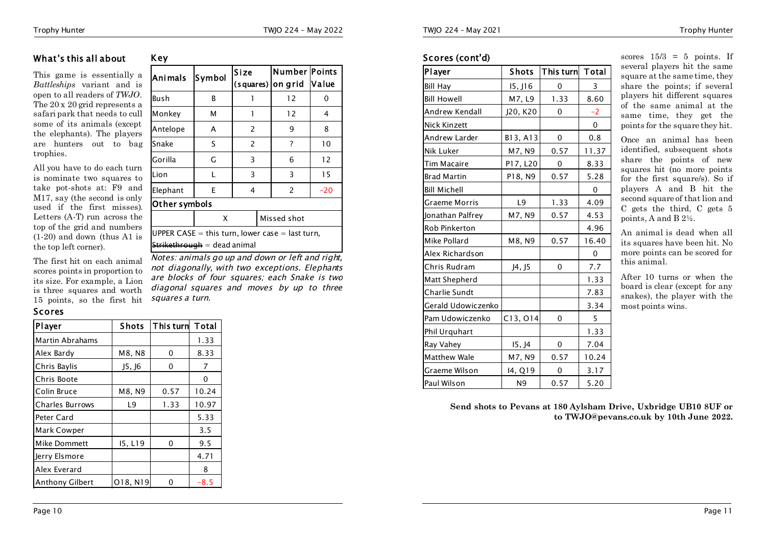## What's this all about

This game is essentially a *Battleships* variant and is open to all readers of *TWJO*. The 20 x 20 grid represents a safari park that needs to cull some of its animals (except the elephants). The players are hunters out to bag trophies.

All you have to do each turn is nominate two squares to take pot-shots at: F9 and M17, say (the second is only used if the first misses). Letters (A-T) run across the top of the grid and numbers (1-20) and down (thus A1 is the top left corner).

The first hit on each animal scores points in proportion to its size. For example, a Lion is three squares and worth 15 points, so the first hit scores 15/3 = 5 points. If several players hit the same square at the same time, they share the points; if several players hit different squares of the same animal at the same time, they get the points for the square they hit.

Once an animal has been identified, subsequent shots share the points of new squares hit (no more points for the first square/s). So if players A and B hit the second square of that lion and C gets the third, C gets 5 points, A and B 2½.

An animal is dead when all its squares have been hit. No more points can be scored for this animal.

After 10 turns or when the board is clear (except for any snakes), the player with the most points wins.

## Key

| Animals | Symbol | Size (squares) | Number on grid | Points Value |
|---|---|---|---|---|
| Bush | B | 1 | 12 | 0 |
| Monkey | M | 1 | 12 | 4 |
| Antelope | A | 2 | 9 | 8 |
| Snake | S | 2 | ? | 10 |
| Gorilla | G | 3 | 6 | 12 |
| Lion | L | 3 | 3 | 15 |
| Elephant | E | 4 | 2 | –20 |

**Other symbols**

| Symbol | Meaning |
|---|---|
| X | Missed shot |

UPPER CASE = this turn, lower case = last turn, ~~Strikethrough~~ = dead animal

*Notes: animals go up and down or left and right, not diagonally, with two exceptions. Elephants are blocks of four squares; each Snake is two diagonal squares and moves by up to three squares a turn.*

## Scores

| Player | Shots | This turn | Total |
|---|---|---|---|
| Martin Abrahams | | | 1.33 |
| Alex Bardy | M8, N8 | 0 | 8.33 |
| Chris Baylis | J5, J6 | 0 | 7 |
| Chris Boote | | | 0 |
| Colin Bruce | M8, N9 | 0.57 | 10.24 |
| Charles Burrows | L9 | 1.33 | 10.97 |
| Peter Card | | | 5.33 |
| Mark Cowper | | | 3.5 |
| Mike Dommett | I5, L19 | 0 | 9.5 |
| Jerry Elsmore | | | 4.71 |
| Alex Everard | | | 8 |
| Anthony Gilbert | O18, N19 | 0 | –8.5 |
| Bill Hay | I5, J16 | 0 | 3 |
| Bill Howell | M7, L9 | 1.33 | 8.60 |
| Andrew Kendall | J20, K20 | 0 | –2 |
| Nick Kinzett | | | 0 |
| Andrew Larder | B13, A13 | 0 | 0.8 |
| Nik Luker | M7, N9 | 0.57 | 11.37 |
| Tim Macaire | P17, L20 | 0 | 8.33 |
| Brad Martin | P18, N9 | 0.57 | 5.28 |
| Bill Michell | | | 0 |
| Graeme Morris | L9 | 1.33 | 4.09 |
| Jonathan Palfrey | M7, N9 | 0.57 | 4.53 |
| Rob Pinkerton | | | 4.96 |
| Mike Pollard | M8, N9 | 0.57 | 16.40 |
| Alex Richardson | | | 0 |
| Chris Rudram | J4, J5 | 0 | 7.7 |
| Matt Shepherd | | | 1.33 |
| Charlie Sundt | | | 7.83 |
| Gerald Udowiczenko | | | 3.34 |
| Pam Udowiczenko | C13, O14 | 0 | 5 |
| Phil Urquhart | | | 1.33 |
| Ray Vahey | I5, J4 | 0 | 7.04 |
| Matthew Wale | M7, N9 | 0.57 | 10.24 |
| Graeme Wilson | I4, Q19 | 0 | 3.17 |
| Paul Wilson | N9 | 0.57 | 5.20 |

**Send shots to Pevans at 180 Aylsham Drive, Uxbridge UB10 8UF or to TWJO@pevans.co.uk by 10th June 2022.**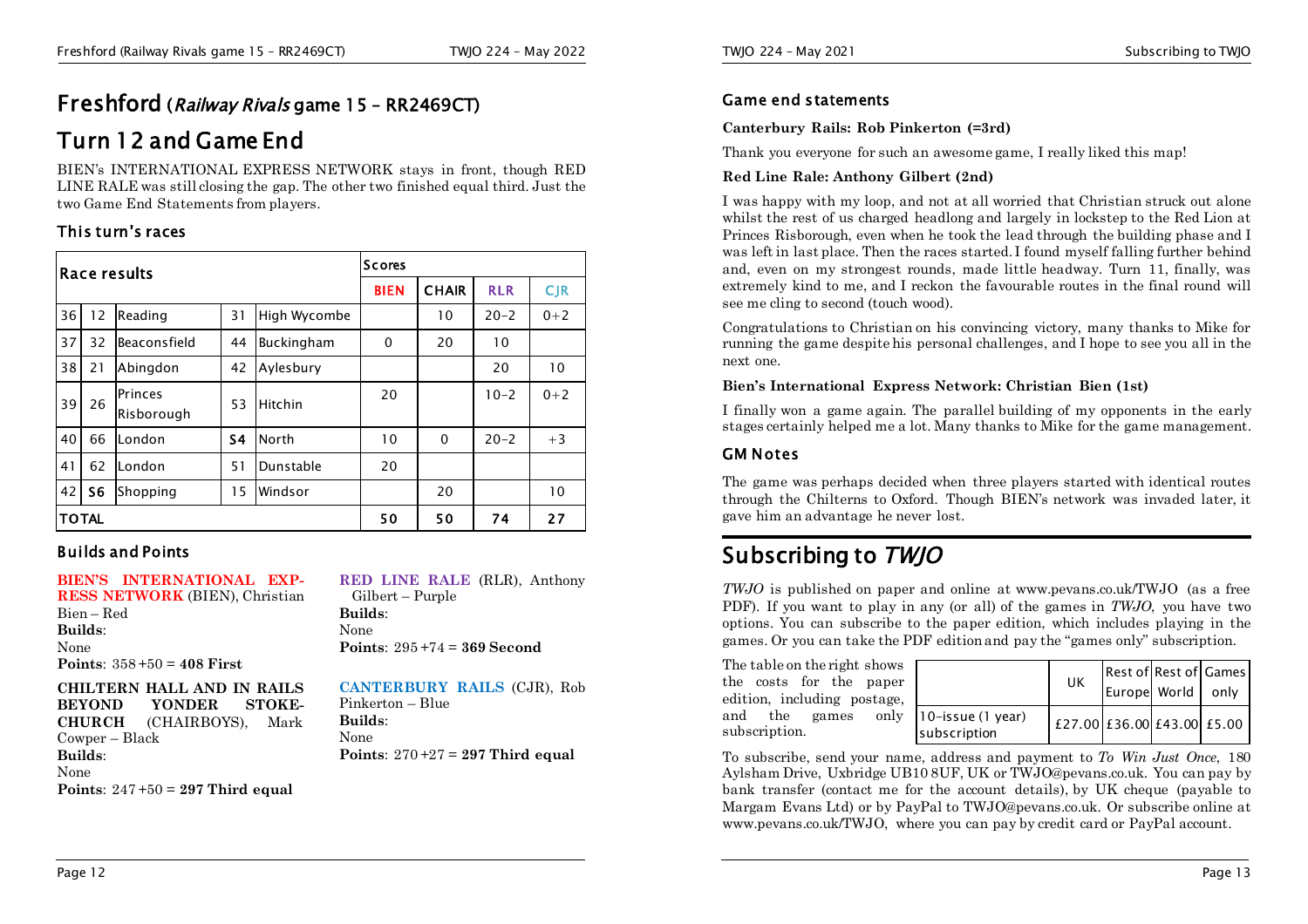# Freshford (*Railway Rivals* game 15 – RR2469CT)

## Turn 12 and Game End

BIEN's INTERNATIONAL EXPRESS NETWORK stays in front, though RED LINE RALE was still closing the gap. The other two finished equal third. Just the two Game End Statements from players.

### This turn's races

| Race results | | | | | Scores | | | |
|---|---|---|---|---|---|---|---|---|
| | | | | | BIEN | CHAIR | RLR | CJR |
| 36 | 12 | Reading | 31 | High Wycombe | | 10 | 20–2 | 0+2 |
| 37 | 32 | Beaconsfield | 44 | Buckingham | 0 | 20 | 10 | |
| 38 | 21 | Abingdon | 42 | Aylesbury | | | 20 | 10 |
| 39 | 26 | Princes Risborough | 53 | Hitchin | 20 | | 10–2 | 0+2 |
| 40 | 66 | London | S4 | North | 10 | 0 | 20–2 | +3 |
| 41 | 62 | London | 51 | Dunstable | 20 | | | |
| 42 | S6 | Shopping | 15 | Windsor | | 20 | | 10 |
| TOTAL | | | | | 50 | 50 | 74 | 27 |

### Builds and Points

**BIEN'S INTERNATIONAL EXPRESS NETWORK** (BIEN), Christian Bien – Red
**Builds**:
None
**Points**: 358+50 = **408 First**

**CHILTERN HALL AND IN RAILS BEYOND YONDER STOKE-CHURCH** (CHAIRBOYS), Mark Cowper – Black
**Builds**:
None
**Points**: 247+50 = **297 Third equal**

**RED LINE RALE** (RLR), Anthony Gilbert – Purple
**Builds**:
None
**Points**: 295+74 = **369 Second**

**CANTERBURY RAILS** (CJR), Rob Pinkerton – Blue
**Builds**:
None
**Points**: 270+27 = **297 Third equal**

### Game end statements

**Canterbury Rails: Rob Pinkerton (=3rd)**

Thank you everyone for such an awesome game, I really liked this map!

**Red Line Rale: Anthony Gilbert (2nd)**

I was happy with my loop, and not at all worried that Christian struck out alone whilst the rest of us charged headlong and largely in lockstep to the Red Lion at Princes Risborough, even when he took the lead through the building phase and I was left in last place. Then the races started. I found myself falling further behind and, even on my strongest rounds, made little headway. Turn 11, finally, was extremely kind to me, and I reckon the favourable routes in the final round will see me cling to second (touch wood).

Congratulations to Christian on his convincing victory, many thanks to Mike for running the game despite his personal challenges, and I hope to see you all in the next one.

**Bien's International Express Network: Christian Bien (1st)**

I finally won a game again. The parallel building of my opponents in the early stages certainly helped me a lot. Many thanks to Mike for the game management.

### GM Notes

The game was perhaps decided when three players started with identical routes through the Chilterns to Oxford. Though BIEN's network was invaded later, it gave him an advantage he never lost.

# Subscribing to *TWJO*

*TWJO* is published on paper and online at www.pevans.co.uk/TWJO (as a free PDF). If you want to play in any (or all) of the games in *TWJO*, you have two options. You can subscribe to the paper edition, which includes playing in the games. Or you can take the PDF edition and pay the "games only" subscription.

The table on the right shows the costs for the paper edition, including postage, and the games only subscription.

| | UK | Rest of Europe | Rest of World | Games only |
|---|---|---|---|---|
| 10-issue (1 year) subscription | £27.00 | £36.00 | £43.00 | £5.00 |

To subscribe, send your name, address and payment to *To Win Just Once*, 180 Aylsham Drive, Uxbridge UB10 8UF, UK or TWJO@pevans.co.uk. You can pay by bank transfer (contact me for the account details), by UK cheque (payable to Margam Evans Ltd) or by PayPal to TWJO@pevans.co.uk. Or subscribe online at www.pevans.co.uk/TWJO, where you can pay by credit card or PayPal account.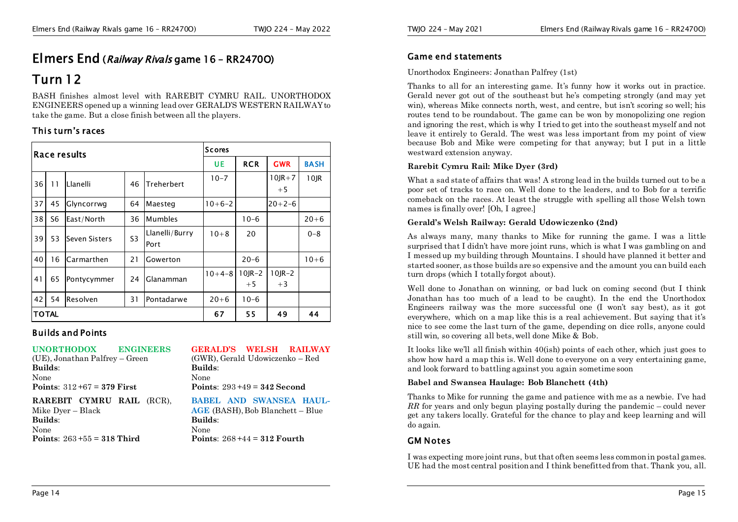# Elmers End (*Railway Rivals* game 16 – RR2470O)

# Turn 12

BASH finishes almost level with RAREBIT CYMRU RAIL. UNORTHODOX ENGINEERS opened up a winning lead over GERALD'S WESTERN RAILWAY to take the game. But a close finish between all the players.

## This turn's races

| Race results | | | | | Scores | | | |
|---|---|---|---|---|---|---|---|---|
| | | | | | UE | RCR | GWR | BASH |
| 36 | 11 | Llanelli | 46 | Treherbert | 10–7 | | 10JR+7 +5 | 10JR |
| 37 | 45 | Glyncorrwg | 64 | Maesteg | 10+6–2 | | 20+2–6 | |
| 38 | S6 | East/North | 36 | Mumbles | | 10–6 | | 20+6 |
| 39 | 53 | Seven Sisters | S3 | Llanelli/Burry Port | 10+8 | 20 | | 0–8 |
| 40 | 16 | Carmarthen | 21 | Gowerton | | 20–6 | | 10+6 |
| 41 | 65 | Pontycymmer | 24 | Glanamman | 10+4–8 | 10JR–2 +5 | 10JR–2 +3 | |
| 42 | 54 | Resolven | 31 | Pontadarwe | 20+6 | 10–6 | | |
| TOTAL | | | | | 67 | 55 | 49 | 44 |

## Builds and Points

**UNORTHODOX ENGINEERS** (UE), Jonathan Palfrey – Green
**Builds**:
None
**Points**: 312+67 = **379 First**

**RAREBIT CYMRU RAIL** (RCR), Mike Dyer – Black
**Builds**:
None
**Points**: 263+55 = **318 Third**

**GERALD'S WELSH RAILWAY** (GWR), Gerald Udowiczenko – Red
**Builds**:
None
**Points**: 293+49 = **342 Second**

**BABEL AND SWANSEA HAULAGE** (BASH), Bob Blanchett – Blue
**Builds**:
None
**Points**: 268+44 = **312 Fourth**

## Game end statements

Unorthodox Engineers: Jonathan Palfrey (1st)

Thanks to all for an interesting game. It's funny how it works out in practice. Gerald never got out of the southeast but he's competing strongly (and may yet win), whereas Mike connects north, west, and centre, but isn't scoring so well; his routes tend to be roundabout. The game can be won by monopolizing one region and ignoring the rest, which is why I tried to get into the southeast myself and not leave it entirely to Gerald. The west was less important from my point of view because Bob and Mike were competing for that anyway; but I put in a little westward extension anyway.

**Rarebit Cymru Rail: Mike Dyer (3rd)**

What a sad state of affairs that was! A strong lead in the builds turned out to be a poor set of tracks to race on. Well done to the leaders, and to Bob for a terrific comeback on the races. At least the struggle with spelling all those Welsh town names is finally over! [Oh, I agree.]

**Gerald's Welsh Railway: Gerald Udowiczenko (2nd)**

As always many, many thanks to Mike for running the game. I was a little surprised that I didn't have more joint runs, which is what I was gambling on and I messed up my building through Mountains. I should have planned it better and started sooner, as those builds are so expensive and the amount you can build each turn drops (which I totally forgot about).

Well done to Jonathan on winning, or bad luck on coming second (but I think Jonathan has too much of a lead to be caught). In the end the Unorthodox Engineers railway was the more successful one (I won't say best), as it got everywhere, which on a map like this is a real achievement. But saying that it's nice to see come the last turn of the game, depending on dice rolls, anyone could still win, so covering all bets, well done Mike & Bob.

It looks like we'll all finish within 40(ish) points of each other, which just goes to show how hard a map this is. Well done to everyone on a very entertaining game, and look forward to battling against you again sometime soon

**Babel and Swansea Haulage: Bob Blanchett (4th)**

Thanks to Mike for running the game and patience with me as a newbie. I've had *RR* for years and only begun playing postally during the pandemic – could never get any takers locally. Grateful for the chance to play and keep learning and will do again.

## GM Notes

I was expecting more joint runs, but that often seems less common in postal games. UE had the most central position and I think benefitted from that. Thank you, all.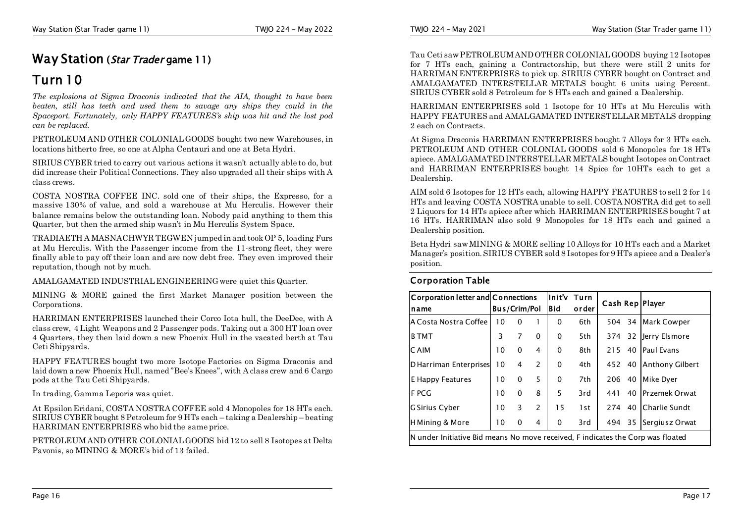# Way Station (*Star Trader* game 11)

## Turn 10

*The explosions at Sigma Draconis indicated that the AIA, thought to have been beaten, still has teeth and used them to savage any ships they could in the Spaceport. Fortunately, only HAPPY FEATURES's ship was hit and the lost pod can be replaced.*

PETROLEUM AND OTHER COLONIAL GOODS bought two new Warehouses, in locations hitherto free, so one at Alpha Centauri and one at Beta Hydri.

SIRIUS CYBER tried to carry out various actions it wasn't actually able to do, but did increase their Political Connections. They also upgraded all their ships with A class crews.

COSTA NOSTRA COFFEE INC. sold one of their ships, the Expresso, for a massive 130% of value, and sold a warehouse at Mu Herculis. However their balance remains below the outstanding loan. Nobody paid anything to them this Quarter, but then the armed ship wasn't in Mu Herculis System Space.

TRADIAETH A MASNACHWYR TEGWEN jumped in and took OP 5, loading Furs at Mu Herculis. With the Passenger income from the 11-strong fleet, they were finally able to pay off their loan and are now debt free. They even improved their reputation, though not by much.

AMALGAMATED INDUSTRIAL ENGINEERING were quiet this Quarter.

MINING & MORE gained the first Market Manager position between the Corporations.

HARRIMAN ENTERPRISES launched their Corco Iota hull, the DeeDee, with A class crew, 4 Light Weapons and 2 Passenger pods. Taking out a 300 HT loan over 4 Quarters, they then laid down a new Phoenix Hull in the vacated berth at Tau Ceti Shipyards.

HAPPY FEATURES bought two more Isotope Factories on Sigma Draconis and laid down a new Phoenix Hull, named "Bee's Knees", with A class crew and 6 Cargo pods at the Tau Ceti Shipyards.

In trading, Gamma Leporis was quiet.

At Epsilon Eridani, COSTA NOSTRA COFFEE sold 4 Monopoles for 18 HTs each. SIRIUS CYBER bought 8 Petroleum for 9 HTs each – taking a Dealership – beating HARRIMAN ENTERPRISES who bid the same price.

PETROLEUM AND OTHER COLONIAL GOODS bid 12 to sell 8 Isotopes at Delta Pavonis, so MINING & MORE's bid of 13 failed.

Tau Ceti saw PETROLEUM AND OTHER COLONIAL GOODS buying 12 Isotopes for 7 HTs each, gaining a Contractorship, but there were still 2 units for HARRIMAN ENTERPRISES to pick up. SIRIUS CYBER bought on Contract and AMALGAMATED INTERSTELLAR METALS bought 6 units using Percent. SIRIUS CYBER sold 8 Petroleum for 8 HTs each and gained a Dealership.

HARRIMAN ENTERPRISES sold 1 Isotope for 10 HTs at Mu Herculis with HAPPY FEATURES and AMALGAMATED INTERSTELLAR METALS dropping 2 each on Contracts.

At Sigma Draconis HARRIMAN ENTERPRISES bought 7 Alloys for 3 HTs each. PETROLEUM AND OTHER COLONIAL GOODS sold 6 Monopoles for 18 HTs apiece. AMALGAMATED INTERSTELLAR METALS bought Isotopes on Contract and HARRIMAN ENTERPRISES bought 14 Spice for 10HTs each to get a Dealership.

AIM sold 6 Isotopes for 12 HTs each, allowing HAPPY FEATURES to sell 2 for 14 HTs and leaving COSTA NOSTRA unable to sell. COSTA NOSTRA did get to sell 2 Liquors for 14 HTs apiece after which HARRIMAN ENTERPRISES bought 7 at 16 HTs. HARRIMAN also sold 9 Monopoles for 18 HTs each and gained a Dealership position.

Beta Hydri saw MINING & MORE selling 10 Alloys for 10 HTs each and a Market Manager's position. SIRIUS CYBER sold 8 Isotopes for 9 HTs apiece and a Dealer's position.

### Corporation Table

| Corporation letter and name | Connections Bus | Crim | Pol | Init'v Bid | Turn order | Cash | Rep | Player |
|---|---|---|---|---|---|---|---|---|
| A Costa Nostra Coffee | 10 | 0 | 1 | 0 | 6th | 504 | 34 | Mark Cowper |
| B TMT | 3 | 7 | 0 | 0 | 5th | 374 | 32 | Jerry Elsmore |
| C AIM | 10 | 0 | 4 | 0 | 8th | 215 | 40 | Paul Evans |
| D Harriman Enterprises | 10 | 4 | 2 | 0 | 4th | 452 | 40 | Anthony Gilbert |
| E Happy Features | 10 | 0 | 5 | 0 | 7th | 206 | 40 | Mike Dyer |
| F PCG | 10 | 0 | 8 | 5 | 3rd | 441 | 40 | Przemek Orwat |
| G Sirius Cyber | 10 | 3 | 2 | 15 | 1st | 274 | 40 | Charlie Sundt |
| H Mining & More | 10 | 0 | 4 | 0 | 3rd | 494 | 35 | Sergiusz Orwat |

N under Initiative Bid means No move received, F indicates the Corp was floated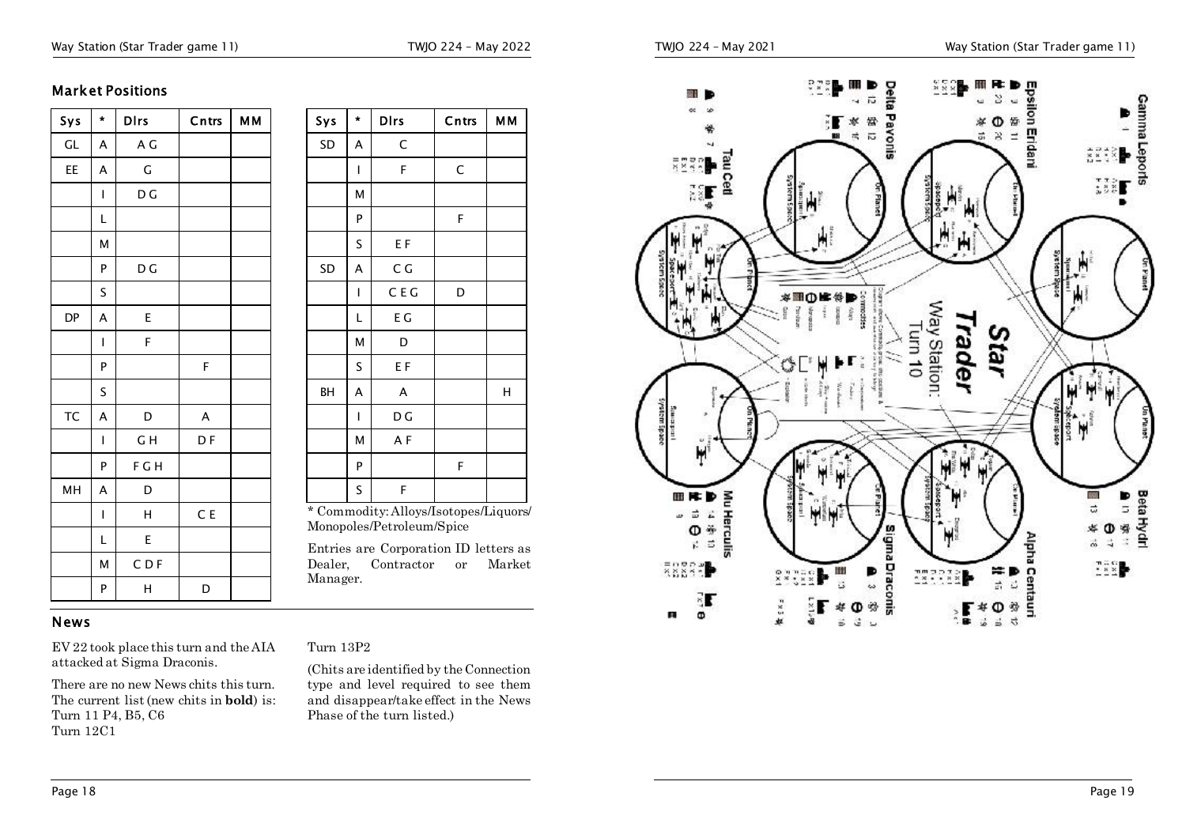## Market Positions

| Sys | * | Dlrs | Cntrs | MM |
|---|---|---|---|---|
| GL | A | A G | | |
| EE | A | G | | |
| | I | D G | | |
| | L | | | |
| | M | | | |
| | P | D G | | |
| | S | | | |
| DP | A | E | | |
| | I | F | | |
| | P | | F | |
| | S | | | |
| TC | A | D | A | |
| | I | G H | D F | |
| | P | F G H | | |
| MH | A | D | | |
| | I | H | C E | |
| | L | E | | |
| | M | C D F | | |
| | P | H | D | |
| SD | A | C | | |
| | I | F | C | |
| | M | | | |
| | P | | F | |
| | S | E F | | |
| SD | A | C G | | |
| | I | C E G | D | |
| | L | E G | | |
| | M | D | | |
| | S | E F | | |
| BH | A | A | | H |
| | I | D G | | |
| | M | A F | | |
| | P | | F | |
| | S | F | | |

\* Commodity: Alloys/Isotopes/Liquors/Monopoles/Petroleum/Spice

Entries are Corporation ID letters as Dealer, Contractor or Market Manager.

## News

EV 22 took place this turn and the AIA attacked at Sigma Draconis.

There are no new News chits this turn. The current list (new chits in **bold**) is:
Turn 11 P4, B5, C6
Turn 12C1
Turn 13P2

(Chits are identified by the Connection type and level required to see them and disappear/take effect in the News Phase of the turn listed.)

# Star Trader Way Station: Turn 10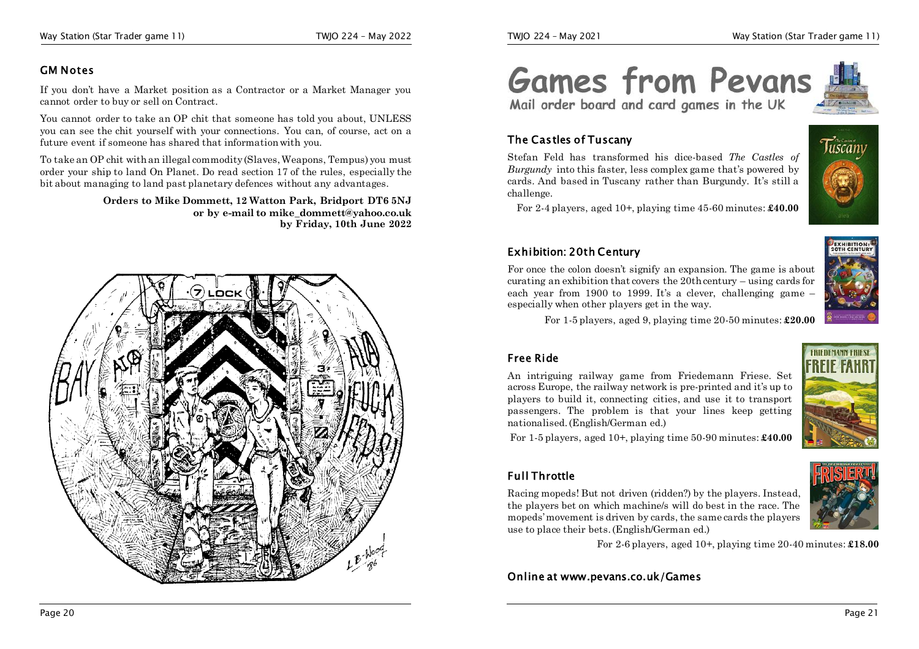## GM Notes

If you don't have a Market position as a Contractor or a Market Manager you cannot order to buy or sell on Contract.

You cannot order to take an OP chit that someone has told you about, UNLESS you can see the chit yourself with your connections. You can, of course, act on a future event if someone has shared that information with you.

To take an OP chit with an illegal commodity (Slaves, Weapons, Tempus) you must order your ship to land On Planet. Do read section 17 of the rules, especially the bit about managing to land past planetary defences without any advantages.

**Orders to Mike Dommett, 12 Watton Park, Bridport DT6 5NJ or by e-mail to mike_dommett@yahoo.co.uk by Friday, 10th June 2022**

# Games from Pevans

**Mail order board and card games in the UK**

## The Castles of Tuscany

Stefan Feld has transformed his dice-based *The Castles of Burgundy* into this faster, less complex game that's powered by cards. And based in Tuscany rather than Burgundy. It's still a challenge.

For 2-4 players, aged 10+, playing time 45-60 minutes: **£40.00**

## Exhibition: 20th Century

For once the colon doesn't signify an expansion. The game is about curating an exhibition that covers the 20th century – using cards for each year from 1900 to 1999. It's a clever, challenging game – especially when other players get in the way.

For 1-5 players, aged 9, playing time 20-50 minutes: **£20.00**

## Free Ride

An intriguing railway game from Friedemann Friese. Set across Europe, the railway network is pre-printed and it's up to players to build it, connecting cities, and use it to transport passengers. The problem is that your lines keep getting nationalised. (English/German ed.)

For 1-5 players, aged 10+, playing time 50-90 minutes: **£40.00**

## Full Throttle

Racing mopeds! But not driven (ridden?) by the players. Instead, the players bet on which machine/s will do best in the race. The mopeds' movement is driven by cards, the same cards the players use to place their bets. (English/German ed.)

For 2-6 players, aged 10+, playing time 20-40 minutes: **£18.00**

## Online at www.pevans.co.uk/Games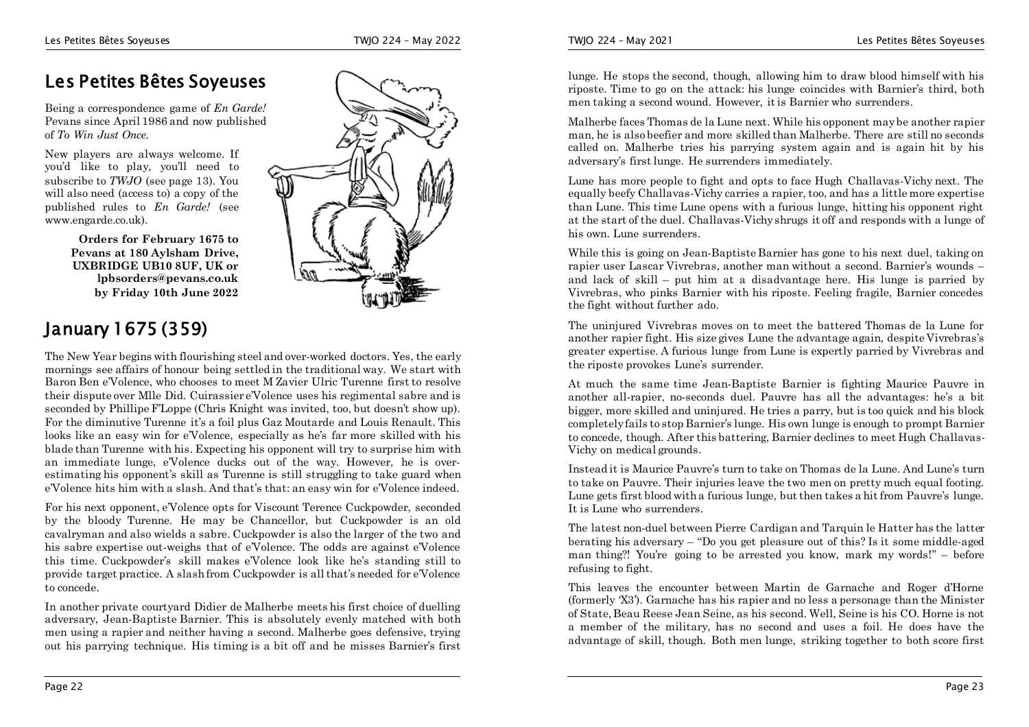# Les Petites Bêtes Soyeuses

Being a correspondence game of *En Garde!* Pevans since April 1986 and now published of *To Win Just Once*.

New players are always welcome. If you'd like to play, you'll need to subscribe to *TWJO* (see page 13). You will also need (access to) a copy of the published rules to *En Garde!* (see www.engarde.co.uk).

**Orders for February 1675 to Pevans at 180 Aylsham Drive, UXBRIDGE UB10 8UF, UK or lpbsorders@pevans.co.uk by Friday 10th June 2022**

## January 1675 (359)

The New Year begins with flourishing steel and over-worked doctors. Yes, the early mornings see affairs of honour being settled in the traditional way. We start with Baron Ben e'Volence, who chooses to meet M Zavier Ulric Turenne first to resolve their dispute over Mlle Did. Cuirassier e'Volence uses his regimental sabre and is seconded by Phillipe F'Loppe (Chris Knight was invited, too, but doesn't show up). For the diminutive Turenne it's a foil plus Gaz Moutarde and Louis Renault. This looks like an easy win for e'Volence, especially as he's far more skilled with his blade than Turenne with his. Expecting his opponent will try to surprise him with an immediate lunge, e'Volence ducks out of the way. However, he is over-estimating his opponent's skill as Turenne is still struggling to take guard when e'Volence hits him with a slash. And that's that: an easy win for e'Volence indeed.

For his next opponent, e'Volence opts for Viscount Terence Cuckpowder, seconded by the bloody Turenne. He may be Chancellor, but Cuckpowder is an old cavalryman and also wields a sabre. Cuckpowder is also the larger of the two and his sabre expertise out-weighs that of e'Volence. The odds are against e'Volence this time. Cuckpowder's skill makes e'Volence look like he's standing still to provide target practice. A slash from Cuckpowder is all that's needed for e'Volence to concede.

In another private courtyard Didier de Malherbe meets his first choice of duelling adversary, Jean-Baptiste Barnier. This is absolutely evenly matched with both men using a rapier and neither having a second. Malherbe goes defensive, trying out his parrying technique. His timing is a bit off and he misses Barnier's first lunge. He stops the second, though, allowing him to draw blood himself with his riposte. Time to go on the attack: his lunge coincides with Barnier's third, both men taking a second wound. However, it is Barnier who surrenders.

Malherbe faces Thomas de la Lune next. While his opponent may be another rapier man, he is also beefier and more skilled than Malherbe. There are still no seconds called on. Malherbe tries his parrying system again and is again hit by his adversary's first lunge. He surrenders immediately.

Lune has more people to fight and opts to face Hugh Challavas-Vichy next. The equally beefy Challavas-Vichy carries a rapier, too, and has a little more expertise than Lune. This time Lune opens with a furious lunge, hitting his opponent right at the start of the duel. Challavas-Vichy shrugs it off and responds with a lunge of his own. Lune surrenders.

While this is going on Jean-Baptiste Barnier has gone to his next duel, taking on rapier user Lascar Vivrebras, another man without a second. Barnier's wounds – and lack of skill – put him at a disadvantage here. His lunge is parried by Vivrebras, who pinks Barnier with his riposte. Feeling fragile, Barnier concedes the fight without further ado.

The uninjured Vivrebras moves on to meet the battered Thomas de la Lune for another rapier fight. His size gives Lune the advantage again, despite Vivrebras's greater expertise. A furious lunge from Lune is expertly parried by Vivrebras and the riposte provokes Lune's surrender.

At much the same time Jean-Baptiste Barnier is fighting Maurice Pauvre in another all-rapier, no-seconds duel. Pauvre has all the advantages: he's a bit bigger, more skilled and uninjured. He tries a parry, but is too quick and his block completely fails to stop Barnier's lunge. His own lunge is enough to prompt Barnier to concede, though. After this battering, Barnier declines to meet Hugh Challavas-Vichy on medical grounds.

Instead it is Maurice Pauvre's turn to take on Thomas de la Lune. And Lune's turn to take on Pauvre. Their injuries leave the two men on pretty much equal footing. Lune gets first blood with a furious lunge, but then takes a hit from Pauvre's lunge. It is Lune who surrenders.

The latest non-duel between Pierre Cardigan and Tarquin le Hatter has the latter berating his adversary – "Do you get pleasure out of this? Is it some middle-aged man thing?! You're going to be arrested you know, mark my words!" – before refusing to fight.

This leaves the encounter between Martin de Garnache and Roger d'Horne (formerly 'X3'). Garnache has his rapier and no less a personage than the Minister of State, Beau Reese Jean Seine, as his second. Well, Seine is his CO. Horne is not a member of the military, has no second and uses a foil. He does have the advantage of skill, though. Both men lunge, striking together to both score first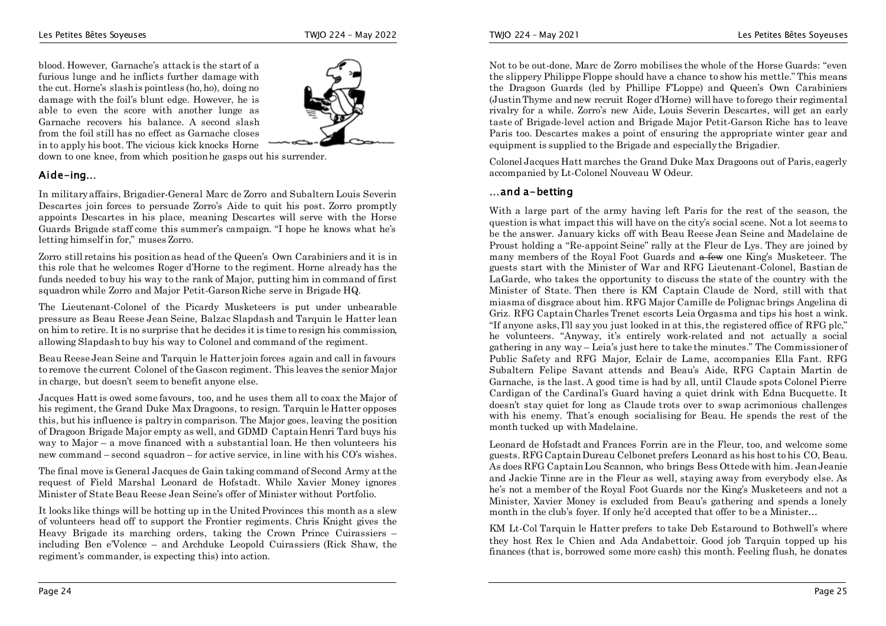blood. However, Garnache's attack is the start of a furious lunge and he inflicts further damage with the cut. Horne's slash is pointless (ho, ho), doing no damage with the foil's blunt edge. However, he is able to even the score with another lunge as Garnache recovers his balance. A second slash from the foil still has no effect as Garnache closes in to apply his boot. The vicious kick knocks Horne down to one knee, from which position he gasps out his surrender.

## Aide-ing…

In military affairs, Brigadier-General Marc de Zorro and Subaltern Louis Severin Descartes join forces to persuade Zorro's Aide to quit his post. Zorro promptly appoints Descartes in his place, meaning Descartes will serve with the Horse Guards Brigade staff come this summer's campaign. "I hope he knows what he's letting himself in for," muses Zorro.

Zorro still retains his position as head of the Queen's Own Carabiniers and it is in this role that he welcomes Roger d'Horne to the regiment. Horne already has the funds needed to buy his way to the rank of Major, putting him in command of first squadron while Zorro and Major Petit-Garson Riche serve in Brigade HQ.

The Lieutenant-Colonel of the Picardy Musketeers is put under unbearable pressure as Beau Reese Jean Seine, Balzac Slapdash and Tarquin le Hatter lean on him to retire. It is no surprise that he decides it is time to resign his commission, allowing Slapdash to buy his way to Colonel and command of the regiment.

Beau Reese Jean Seine and Tarquin le Hatter join forces again and call in favours to remove the current Colonel of the Gascon regiment. This leaves the senior Major in charge, but doesn't seem to benefit anyone else.

Jacques Hatt is owed some favours, too, and he uses them all to coax the Major of his regiment, the Grand Duke Max Dragoons, to resign. Tarquin le Hatter opposes this, but his influence is paltry in comparison. The Major goes, leaving the position of Dragoon Brigade Major empty as well, and GDMD Captain Henri Tard buys his way to Major – a move financed with a substantial loan. He then volunteers his new command – second squadron – for active service, in line with his CO's wishes.

The final move is General Jacques de Gain taking command of Second Army at the request of Field Marshal Leonard de Hofstadt. While Xavier Money ignores Minister of State Beau Reese Jean Seine's offer of Minister without Portfolio.

It looks like things will be hotting up in the United Provinces this month as a slew of volunteers head off to support the Frontier regiments. Chris Knight gives the Heavy Brigade its marching orders, taking the Crown Prince Cuirassiers – including Ben e'Volence – and Archduke Leopold Cuirassiers (Rick Shaw, the regiment's commander, is expecting this) into action.

Not to be out-done, Marc de Zorro mobilises the whole of the Horse Guards: "even the slippery Philippe Floppe should have a chance to show his mettle." This means the Dragoon Guards (led by Phillipe F'Loppe) and Queen's Own Carabiniers (Justin Thyme and new recruit Roger d'Horne) will have to forego their regimental rivalry for a while. Zorro's new Aide, Louis Severin Descartes, will get an early taste of Brigade-level action and Brigade Major Petit-Garson Riche has to leave Paris too. Descartes makes a point of ensuring the appropriate winter gear and equipment is supplied to the Brigade and especially the Brigadier.

Colonel Jacques Hatt marches the Grand Duke Max Dragoons out of Paris, eagerly accompanied by Lt-Colonel Nouveau W Odeur.

## …and a-betting

With a large part of the army having left Paris for the rest of the season, the question is what impact this will have on the city's social scene. Not a lot seems to be the answer. January kicks off with Beau Reese Jean Seine and Madelaine de Proust holding a "Re-appoint Seine" rally at the Fleur de Lys. They are joined by many members of the Royal Foot Guards and ~~a few~~ one King's Musketeer. The guests start with the Minister of War and RFG Lieutenant-Colonel, Bastian de LaGarde, who takes the opportunity to discuss the state of the country with the Minister of State. Then there is KM Captain Claude de Nord, still with that miasma of disgrace about him. RFG Major Camille de Polignac brings Angelina di Griz. RFG Captain Charles Trenet escorts Leia Orgasma and tips his host a wink. "If anyone asks, I'll say you just looked in at this, the registered office of RFG plc," he volunteers. "Anyway, it's entirely work-related and not actually a social gathering in any way – Leia's just here to take the minutes." The Commissioner of Public Safety and RFG Major, Eclair de Lame, accompanies Ella Fant. RFG Subaltern Felipe Savant attends and Beau's Aide, RFG Captain Martin de Garnache, is the last. A good time is had by all, until Claude spots Colonel Pierre Cardigan of the Cardinal's Guard having a quiet drink with Edna Bucquette. It doesn't stay quiet for long as Claude trots over to swap acrimonious challenges with his enemy. That's enough socialising for Beau. He spends the rest of the month tucked up with Madelaine.

Leonard de Hofstadt and Frances Forrin are in the Fleur, too, and welcome some guests. RFG Captain Dureau Celbonet prefers Leonard as his host to his CO, Beau. As does RFG Captain Lou Scannon, who brings Bess Ottede with him. Jean Jeanie and Jackie Tinne are in the Fleur as well, staying away from everybody else. As he's not a member of the Royal Foot Guards nor the King's Musketeers and not a Minister, Xavier Money is excluded from Beau's gathering and spends a lonely month in the club's foyer. If only he'd accepted that offer to be a Minister…

KM Lt-Col Tarquin le Hatter prefers to take Deb Estaround to Bothwell's where they host Rex le Chien and Ada Andabettoir. Good job Tarquin topped up his finances (that is, borrowed some more cash) this month. Feeling flush, he donates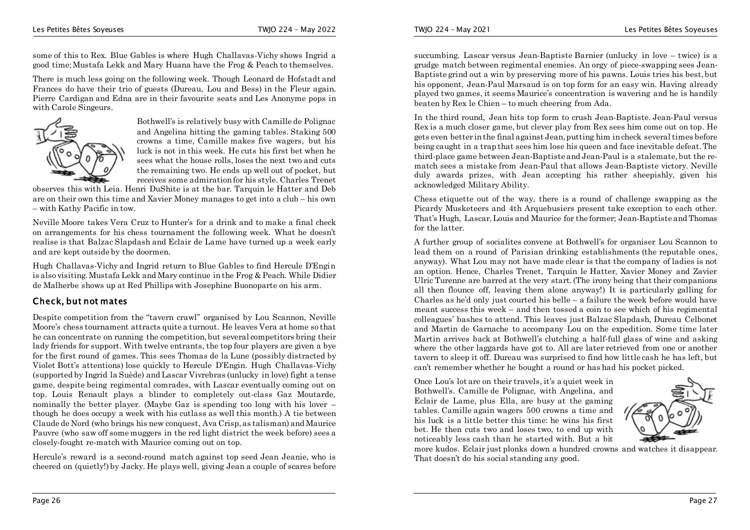some of this to Rex. Blue Gables is where Hugh Challavas-Vichy shows Ingrid a good time; Mustafa Lekk and Mary Huana have the Frog & Peach to themselves.

There is much less going on the following week. Though Leonard de Hofstadt and Frances do have their trio of guests (Dureau, Lou and Bess) in the Fleur again. Pierre Cardigan and Edna are in their favourite seats and Les Anonyme pops in with Carole Singeurs.

Bothwell's is relatively busy with Camille de Polignac and Angelina hitting the gaming tables. Staking 500 crowns a time, Camille makes five wagers, but his luck is not in this week. He cuts his first bet when he sees what the house rolls, loses the next two and cuts the remaining two. He ends up well out of pocket, but receives some admiration for his style. Charles Trenet observes this with Leia. Henri DuShite is at the bar. Tarquin le Hatter and Deb are on their own this time and Xavier Money manages to get into a club – his own – with Kathy Pacific in tow.

Neville Moore takes Vera Cruz to Hunter's for a drink and to make a final check on arrangements for his chess tournament the following week. What he doesn't realise is that Balzac Slapdash and Eclair de Lame have turned up a week early and are kept outside by the doormen.

Hugh Challavas-Vichy and Ingrid return to Blue Gables to find Hercule D'Engin is also visiting. Mustafa Lekk and Mary continue in the Frog & Peach. While Didier de Malherbe shows up at Red Phillips with Josephine Buonoparte on his arm.

## Check, but not mates

Despite competition from the "tavern crawl" organised by Lou Scannon, Neville Moore's chess tournament attracts quite a turnout. He leaves Vera at home so that he can concentrate on running the competition, but several competitors bring their lady friends for support. With twelve entrants, the top four players are given a bye for the first round of games. This sees Thomas de la Lune (possibly distracted by Violet Bott's attentions) lose quickly to Hercule D'Engin. Hugh Challavas-Vichy (supported by Ingrid la Suède) and Lascar Vivrebras (unlucky in love) fight a tense game, despite being regimental comrades, with Lascar eventually coming out on top. Louis Renault plays a blinder to completely out-class Gaz Moutarde, nominally the better player. (Maybe Gaz is spending too long with his lover – though he does occupy a week with his cutlass as well this month.) A tie between Claude de Nord (who brings his new conquest, Ava Crisp, as talisman) and Maurice Pauvre (who saw off some muggers in the red light district the week before) sees a closely-fought re-match with Maurice coming out on top.

Hercule's reward is a second-round match against top seed Jean Jeanie, who is cheered on (quietly!) by Jacky. He plays well, giving Jean a couple of scares before succumbing. Lascar versus Jean-Baptiste Barnier (unlucky in love – twice) is a grudge match between regimental enemies. An orgy of piece-swapping sees Jean-Baptiste grind out a win by preserving more of his pawns. Louis tries his best, but his opponent, Jean-Paul Marsaud is on top form for an easy win. Having already played two games, it seems Maurice's concentration is wavering and he is handily beaten by Rex le Chien – to much cheering from Ada.

In the third round, Jean hits top form to crush Jean-Baptiste. Jean-Paul versus Rex is a much closer game, but clever play from Rex sees him come out on top. He gets even better in the final against Jean, putting him in check several times before being caught in a trap that sees him lose his queen and face inevitable defeat. The third-place game between Jean-Baptiste and Jean-Paul is a stalemate, but the re-match sees a mistake from Jean-Paul that allows Jean-Baptiste victory. Neville duly awards prizes, with Jean accepting his rather sheepishly, given his acknowledged Military Ability.

Chess etiquette out of the way, there is a round of challenge swapping as the Picardy Musketeers and 4th Arquebusiers present take exception to each other. That's Hugh, Lascar, Louis and Maurice for the former; Jean-Baptiste and Thomas for the latter.

A further group of socialites convene at Bothwell's for organiser Lou Scannon to lead them on a round of Parisian drinking establishments (the reputable ones, anyway). What Lou may not have made clear is that the company of ladies is not an option. Hence, Charles Trenet, Tarquin le Hatter, Xavier Money and Zavier Ulric Turenne are barred at the very start. (The irony being that their companions all then flounce off, leaving them alone anyway!) It is particularly galling for Charles as he'd only just courted his belle – a failure the week before would have meant success this week – and then tossed a coin to see which of his regimental colleagues' bashes to attend. This leaves just Balzac Slapdash, Dureau Celbonet and Martin de Garnache to accompany Lou on the expedition. Some time later Martin arrives back at Bothwell's clutching a half-full glass of wine and asking where the other laggards have got to. All are later retrieved from one or another tavern to sleep it off. Dureau was surprised to find how little cash he has left, but can't remember whether he bought a round or has had his pocket picked.

Once Lou's lot are on their travels, it's a quiet week in Bothwell's. Camille de Polignac, with Angelina, and Eclair de Lame, plus Ella, are busy at the gaming tables. Camille again wagers 500 crowns a time and his luck is a little better this time: he wins his first bet. He then cuts two and loses two, to end up with noticeably less cash than he started with. But a bit more kudos. Eclair just plonks down a hundred crowns and watches it disappear. That doesn't do his social standing any good.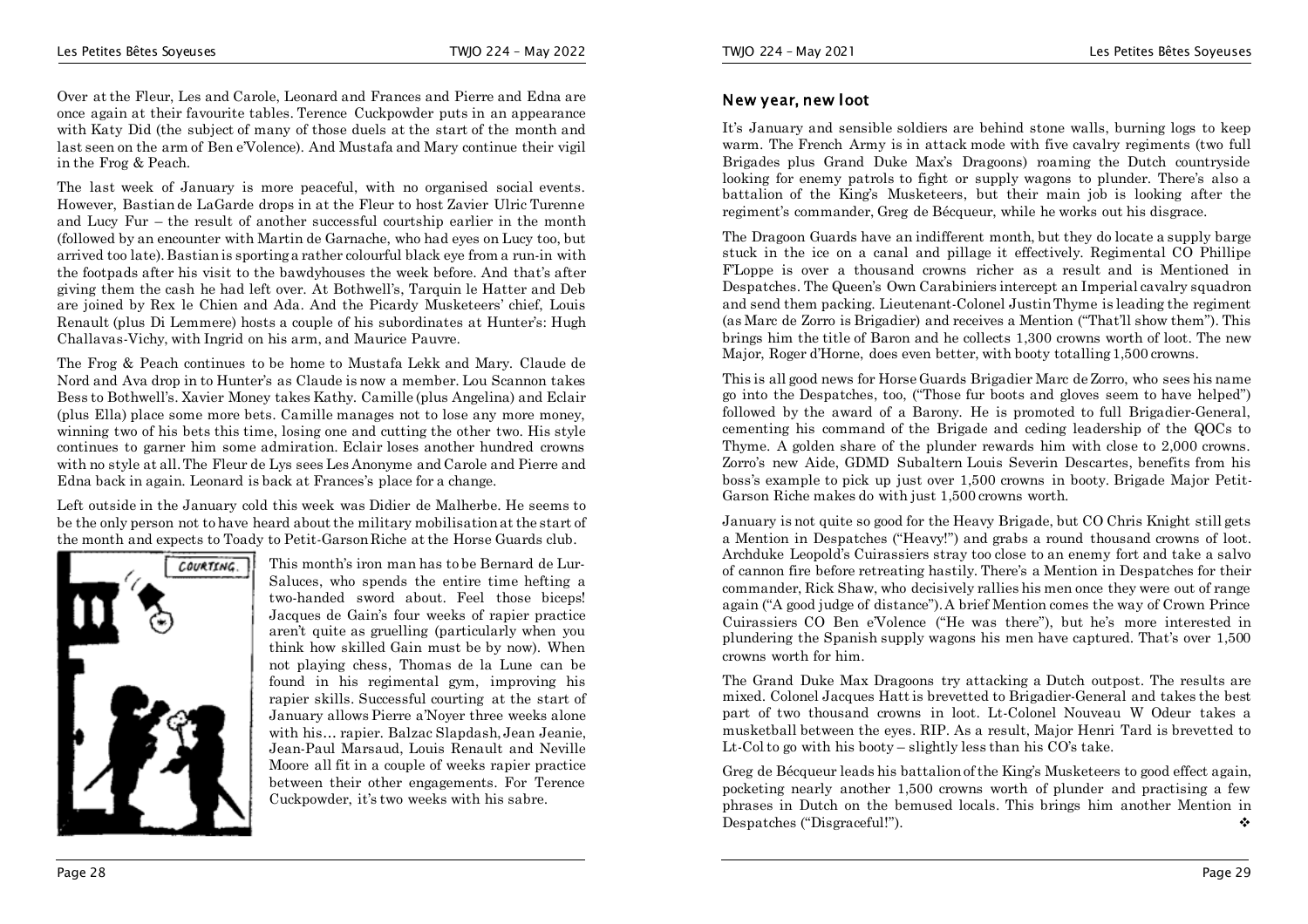Over at the Fleur, Les and Carole, Leonard and Frances and Pierre and Edna are once again at their favourite tables. Terence Cuckpowder puts in an appearance with Katy Did (the subject of many of those duels at the start of the month and last seen on the arm of Ben e'Volence). And Mustafa and Mary continue their vigil in the Frog & Peach.

The last week of January is more peaceful, with no organised social events. However, Bastian de LaGarde drops in at the Fleur to host Zavier Ulric Turenne and Lucy Fur – the result of another successful courtship earlier in the month (followed by an encounter with Martin de Garnache, who had eyes on Lucy too, but arrived too late). Bastian is sporting a rather colourful black eye from a run-in with the footpads after his visit to the bawdyhouses the week before. And that's after giving them the cash he had left over. At Bothwell's, Tarquin le Hatter and Deb are joined by Rex le Chien and Ada. And the Picardy Musketeers' chief, Louis Renault (plus Di Lemmere) hosts a couple of his subordinates at Hunter's: Hugh Challavas-Vichy, with Ingrid on his arm, and Maurice Pauvre.

The Frog & Peach continues to be home to Mustafa Lekk and Mary. Claude de Nord and Ava drop in to Hunter's as Claude is now a member. Lou Scannon takes Bess to Bothwell's. Xavier Money takes Kathy. Camille (plus Angelina) and Eclair (plus Ella) place some more bets. Camille manages not to lose any more money, winning two of his bets this time, losing one and cutting the other two. His style continues to garner him some admiration. Eclair loses another hundred crowns with no style at all. The Fleur de Lys sees Les Anonyme and Carole and Pierre and Edna back in again. Leonard is back at Frances's place for a change.

Left outside in the January cold this week was Didier de Malherbe. He seems to be the only person not to have heard about the military mobilisation at the start of the month and expects to Toady to Petit-Garson Riche at the Horse Guards club.

This month's iron man has to be Bernard de Lur-Saluces, who spends the entire time hefting a two-handed sword about. Feel those biceps! Jacques de Gain's four weeks of rapier practice aren't quite as gruelling (particularly when you think how skilled Gain must be by now). When not playing chess, Thomas de la Lune can be found in his regimental gym, improving his rapier skills. Successful courting at the start of January allows Pierre a'Noyer three weeks alone with his… rapier. Balzac Slapdash, Jean Jeanie, Jean-Paul Marsaud, Louis Renault and Neville Moore all fit in a couple of weeks rapier practice between their other engagements. For Terence Cuckpowder, it's two weeks with his sabre.

## New year, new loot

It's January and sensible soldiers are behind stone walls, burning logs to keep warm. The French Army is in attack mode with five cavalry regiments (two full Brigades plus Grand Duke Max's Dragoons) roaming the Dutch countryside looking for enemy patrols to fight or supply wagons to plunder. There's also a battalion of the King's Musketeers, but their main job is looking after the regiment's commander, Greg de Bécqueur, while he works out his disgrace.

The Dragoon Guards have an indifferent month, but they do locate a supply barge stuck in the ice on a canal and pillage it effectively. Regimental CO Phillipe F'Loppe is over a thousand crowns richer as a result and is Mentioned in Despatches. The Queen's Own Carabiniers intercept an Imperial cavalry squadron and send them packing. Lieutenant-Colonel Justin Thyme is leading the regiment (as Marc de Zorro is Brigadier) and receives a Mention ("That'll show them"). This brings him the title of Baron and he collects 1,300 crowns worth of loot. The new Major, Roger d'Horne, does even better, with booty totalling 1,500 crowns.

This is all good news for Horse Guards Brigadier Marc de Zorro, who sees his name go into the Despatches, too, ("Those fur boots and gloves seem to have helped") followed by the award of a Barony. He is promoted to full Brigadier-General, cementing his command of the Brigade and ceding leadership of the QOCs to Thyme. A golden share of the plunder rewards him with close to 2,000 crowns. Zorro's new Aide, GDMD Subaltern Louis Severin Descartes, benefits from his boss's example to pick up just over 1,500 crowns in booty. Brigade Major Petit-Garson Riche makes do with just 1,500 crowns worth.

January is not quite so good for the Heavy Brigade, but CO Chris Knight still gets a Mention in Despatches ("Heavy!") and grabs a round thousand crowns of loot. Archduke Leopold's Cuirassiers stray too close to an enemy fort and take a salvo of cannon fire before retreating hastily. There's a Mention in Despatches for their commander, Rick Shaw, who decisively rallies his men once they were out of range again ("A good judge of distance"). A brief Mention comes the way of Crown Prince Cuirassiers CO Ben e'Volence ("He was there"), but he's more interested in plundering the Spanish supply wagons his men have captured. That's over 1,500 crowns worth for him.

The Grand Duke Max Dragoons try attacking a Dutch outpost. The results are mixed. Colonel Jacques Hatt is brevetted to Brigadier-General and takes the best part of two thousand crowns in loot. Lt-Colonel Nouveau W Odeur takes a musketball between the eyes. RIP. As a result, Major Henri Tard is brevetted to Lt-Col to go with his booty – slightly less than his CO's take.

Greg de Bécqueur leads his battalion of the King's Musketeers to good effect again, pocketing nearly another 1,500 crowns worth of plunder and practising a few phrases in Dutch on the bemused locals. This brings him another Mention in Despatches ("Disgraceful!"). ❖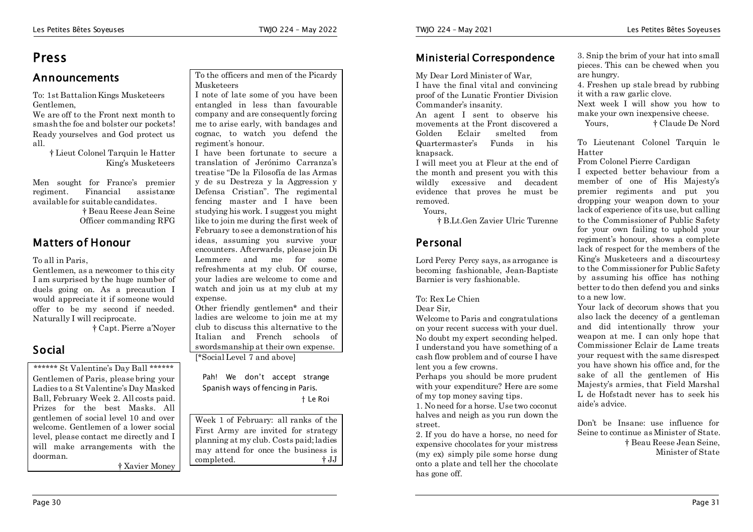# Press

## Announcements

To: 1st Battalion Kings Musketeers
Gentlemen,
We are off to the Front next month to smash the foe and bolster our pockets! Ready yourselves and God protect us all.

† Lieut Colonel Tarquin le Hatter
King's Musketeers

Men sought for France's premier regiment. Financial assistance available for suitable candidates.

† Beau Reese Jean Seine
Officer commanding RFG

## Matters of Honour

To all in Paris,
Gentlemen, as a newcomer to this city I am surprised by the huge number of duels going on. As a precaution I would appreciate it if someone would offer to be my second if needed. Naturally I will reciprocate.

† Capt. Pierre a'Noyer

## Social

****** St Valentine's Day Ball ******
Gentlemen of Paris, please bring your Ladies to a St Valentine's Day Masked Ball, February Week 2. All costs paid. Prizes for the best Masks. All gentlemen of social level 10 and over welcome. Gentlemen of a lower social level, please contact me directly and I will make arrangements with the doorman.

† Xavier Money

To the officers and men of the Picardy Musketeers
I note of late some of you have been entangled in less than favourable company and are consequently forcing me to arise early, with bandages and cognac, to watch you defend the regiment's honour.
I have been fortunate to secure a translation of Jerónimo Carranza's treatise "De la Filosofía de las Armas y de su Destreza y la Aggression y Defensa Cristian". The regimental fencing master and I have been studying his work. I suggest you might like to join me during the first week of February to see a demonstration of his ideas, assuming you survive your encounters. Afterwards, please join Di Lemmere and me for some refreshments at my club. Of course, your ladies are welcome to come and watch and join us at my club at my expense.
Other friendly gentlemen* and their ladies are welcome to join me at my club to discuss this alternative to the Italian and French schools of swordsmanship at their own expense.
[*Social Level 7 and above]

Pah! We don't accept strange Spanish ways of fencing in Paris.

† Le Roi

Week 1 of February: all ranks of the First Army are invited for strategy planning at my club. Costs paid; ladies may attend for once the business is completed.

† JJ

## Ministerial Correspondence

My Dear Lord Minister of War,
I have the final vital and convincing proof of the Lunatic Frontier Division Commander's insanity.
An agent I sent to observe his movements at the Front discovered a Golden Eclair smelted from Quartermaster's Funds in his knapsack.
I will meet you at Fleur at the end of the month and present you with this wildly excessive and decadent evidence that proves he must be removed.
Yours,

† B.Lt.Gen Zavier Ulric Turenne

## Personal

Lord Percy Percy says, as arrogance is becoming fashionable, Jean-Baptiste Barnier is very fashionable.

To: Rex Le Chien
Dear Sir,
Welcome to Paris and congratulations on your recent success with your duel. No doubt my expert seconding helped. I understand you have something of a cash flow problem and of course I have lent you a few crowns.
Perhaps you should be more prudent with your expenditure? Here are some of my top money saving tips.

1. No need for a horse. Use two coconut halves and neigh as you run down the street.
2. If you do have a horse, no need for expensive chocolates for your mistress (my ex) simply pile some horse dung onto a plate and tell her the chocolate has gone off.
3. Snip the brim of your hat into small pieces. This can be chewed when you are hungry.
4. Freshen up stale bread by rubbing it with a raw garlic clove.

Next week I will show you how to make your own inexpensive cheese.
Yours, † Claude De Nord

To Lieutenant Colonel Tarquin le Hatter
From Colonel Pierre Cardigan
I expected better behaviour from a member of one of His Majesty's premier regiments and put you dropping your weapon down to your lack of experience of its use, but calling to the Commissioner of Public Safety for your own failing to uphold your regiment's honour, shows a complete lack of respect for the members of the King's Musketeers and a discourtesy to the Commissioner for Public Safety by assuming his office has nothing better to do then defend you and sinks to a new low.
Your lack of decorum shows that you also lack the decency of a gentleman and did intentionally throw your weapon at me. I can only hope that Commissioner Eclair de Lame treats your request with the same disrespect you have shown his office and, for the sake of all the gentlemen of His Majesty's armies, that Field Marshal L de Hofstadt never has to seek his aide's advice.

Don't be Insane: use influence for Seine to continue as Minister of State.

† Beau Reese Jean Seine,
Minister of State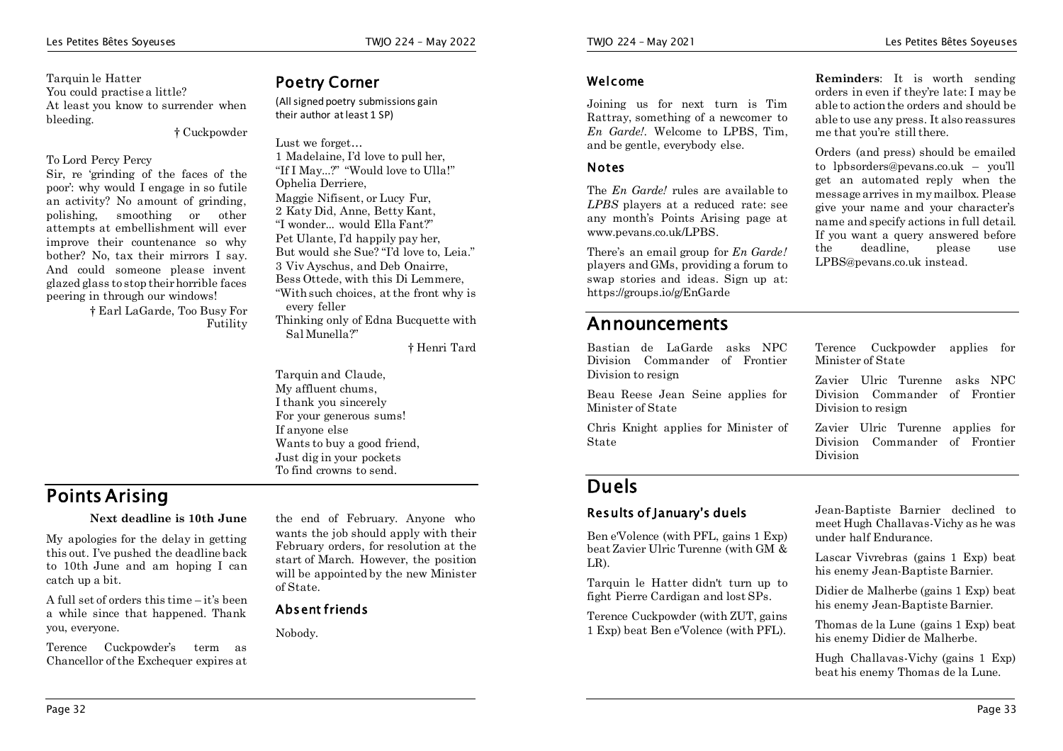Tarquin le Hatter
You could practise a little?
At least you know to surrender when bleeding.

† Cuckpowder

To Lord Percy Percy
Sir, re 'grinding of the faces of the poor': why would I engage in so futile an activity? No amount of grinding, polishing, smoothing or other attempts at embellishment will ever improve their countenance so why bother? No, tax their mirrors I say. And could someone please invent glazed glass to stop their horrible faces peering in through our windows!

† Earl LaGarde, Too Busy For Futility

## Poetry Corner

(All signed poetry submissions gain their author at least 1 SP)

Lust we forget…
1 Madelaine, I'd love to pull her,
"If I May...?" "Would love to Ulla!"
Ophelia Derriere,
Maggie Nifisent, or Lucy Fur,
2 Katy Did, Anne, Betty Kant,
"I wonder... would Ella Fant?"
Pet Ulante, I'd happily pay her,
But would she Sue? "I'd love to, Leia."
3 Viv Ayschus, and Deb Onairre,
Bess Ottede, with this Di Lemmere,
"With such choices, at the front why is every feller
Thinking only of Edna Bucquette with Sal Munella?"

† Henri Tard

Tarquin and Claude,
My affluent chums,
I thank you sincerely
For your generous sums!
If anyone else
Wants to buy a good friend,
Just dig in your pockets
To find crowns to send.

# Points Arising

**Next deadline is 10th June**

My apologies for the delay in getting this out. I've pushed the deadline back to 10th June and am hoping I can catch up a bit.

A full set of orders this time – it's been a while since that happened. Thank you, everyone.

Terence Cuckpowder's term as Chancellor of the Exchequer expires at the end of February. Anyone who wants the job should apply with their February orders, for resolution at the start of March. However, the position will be appointed by the new Minister of State.

### Absent friends

Nobody.

### Welcome

Joining us for next turn is Tim Rattray, something of a newcomer to *En Garde!*. Welcome to LPBS, Tim, and be gentle, everybody else.

### Notes

The *En Garde!* rules are available to *LPBS* players at a reduced rate: see any month's Points Arising page at www.pevans.co.uk/LPBS.

There's an email group for *En Garde!* players and GMs, providing a forum to swap stories and ideas. Sign up at: https://groups.io/g/EnGarde

**Reminders**: It is worth sending orders in even if they're late: I may be able to action the orders and should be able to use any press. It also reassures me that you're still there.

Orders (and press) should be emailed to lpbsorders@pevans.co.uk – you'll get an automated reply when the message arrives in my mailbox. Please give your name and your character's name and specify actions in full detail. If you want a query answered before the deadline, please use LPBS@pevans.co.uk instead.

# Announcements

Bastian de LaGarde asks NPC Division Commander of Frontier Division to resign

Beau Reese Jean Seine applies for Minister of State

Chris Knight applies for Minister of State

Terence Cuckpowder applies for Minister of State

Zavier Ulric Turenne asks NPC Division Commander of Frontier Division to resign

Zavier Ulric Turenne applies for Division Commander of Frontier Division

# Duels

### Results of January's duels

Ben e'Volence (with PFL, gains 1 Exp) beat Zavier Ulric Turenne (with GM & LR).

Tarquin le Hatter didn't turn up to fight Pierre Cardigan and lost SPs.

Terence Cuckpowder (with ZUT, gains 1 Exp) beat Ben e'Volence (with PFL).

Jean-Baptiste Barnier declined to meet Hugh Challavas-Vichy as he was under half Endurance.

Lascar Vivrebras (gains 1 Exp) beat his enemy Jean-Baptiste Barnier.

Didier de Malherbe (gains 1 Exp) beat his enemy Jean-Baptiste Barnier.

Thomas de la Lune (gains 1 Exp) beat his enemy Didier de Malherbe.

Hugh Challavas-Vichy (gains 1 Exp) beat his enemy Thomas de la Lune.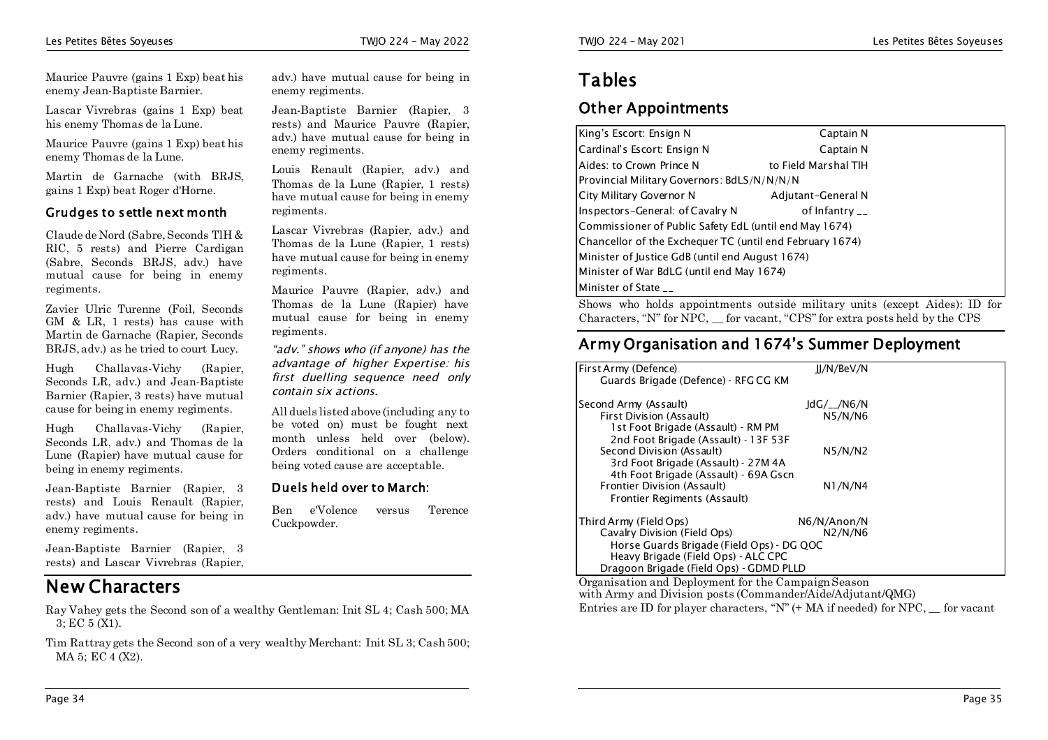Maurice Pauvre (gains 1 Exp) beat his enemy Jean-Baptiste Barnier.

Lascar Vivrebras (gains 1 Exp) beat his enemy Thomas de la Lune.

Maurice Pauvre (gains 1 Exp) beat his enemy Thomas de la Lune.

Martin de Garnache (with BRJS, gains 1 Exp) beat Roger d'Horne.

### Grudges to settle next month

Claude de Nord (Sabre, Seconds TlH & RlC, 5 rests) and Pierre Cardigan (Sabre, Seconds BRJS, adv.) have mutual cause for being in enemy regiments.

Zavier Ulric Turenne (Foil, Seconds GM & LR, 1 rests) has cause with Martin de Garnache (Rapier, Seconds BRJS, adv.) as he tried to court Lucy.

Hugh Challavas-Vichy (Rapier, Seconds LR, adv.) and Jean-Baptiste Barnier (Rapier, 3 rests) have mutual cause for being in enemy regiments.

Hugh Challavas-Vichy (Rapier, Seconds LR, adv.) and Thomas de la Lune (Rapier) have mutual cause for being in enemy regiments.

Jean-Baptiste Barnier (Rapier, 3 rests) and Louis Renault (Rapier, adv.) have mutual cause for being in enemy regiments.

Jean-Baptiste Barnier (Rapier, 3 rests) and Lascar Vivrebras (Rapier, adv.) have mutual cause for being in enemy regiments.

Jean-Baptiste Barnier (Rapier, 3 rests) and Maurice Pauvre (Rapier, adv.) have mutual cause for being in enemy regiments.

Louis Renault (Rapier, adv.) and Thomas de la Lune (Rapier, 1 rests) have mutual cause for being in enemy regiments.

Lascar Vivrebras (Rapier, adv.) and Thomas de la Lune (Rapier, 1 rests) have mutual cause for being in enemy regiments.

Maurice Pauvre (Rapier, adv.) and Thomas de la Lune (Rapier) have mutual cause for being in enemy regiments.

*"adv." shows who (if anyone) has the advantage of higher Expertise: his first duelling sequence need only contain six actions.*

All duels listed above (including any to be voted on) must be fought next month unless held over (below). Orders conditional on a challenge being voted cause are acceptable.

### Duels held over to March:

Ben e'Volence versus Terence Cuckpowder.

## New Characters

Ray Vahey gets the Second son of a wealthy Gentleman: Init SL 4; Cash 500; MA 3; EC 5 (X1).

Tim Rattray gets the Second son of a very wealthy Merchant: Init SL 3; Cash 500; MA 5; EC 4 (X2).

# Tables

## Other Appointments

| | |
|---|---|
| King's Escort: Ensign N | Captain N |
| Cardinal's Escort: Ensign N | Captain N |
| Aides: to Crown Prince N | to Field Marshal TlH |
| Provincial Military Governors: BdLS/N/N/N/N | |
| City Military Governor N | Adjutant-General N |
| Inspectors-General: of Cavalry N | of Infantry __ |
| Commissioner of Public Safety EdL (until end May 1674) | |
| Chancellor of the Exchequer TC (until end February 1674) | |
| Minister of Justice GdB (until end August 1674) | |
| Minister of War BdLG (until end May 1674) | |
| Minister of State __ | |

Shows who holds appointments outside military units (except Aides): ID for Characters, "N" for NPC, __ for vacant, "CPS" for extra posts held by the CPS

## Army Organisation and 1674's Summer Deployment

| | |
|---|---|
| First Army (Defence) | JJ/N/BeV/N |
| Guards Brigade (Defence) - RFG CG KM | |
| Second Army (Assault) | JdG/__/N6/N |
| First Division (Assault) | N5/N/N6 |
| 1st Foot Brigade (Assault) - RM PM | |
| 2nd Foot Brigade (Assault) - 13F 53F | |
| Second Division (Assault) | N5/N/N2 |
| 3rd Foot Brigade (Assault) - 27M 4A | |
| 4th Foot Brigade (Assault) - 69A Gscn | |
| Frontier Division (Assault) | N1/N/N4 |
| Frontier Regiments (Assault) | |
| Third Army (Field Ops) | N6/N/Anon/N |
| Cavalry Division (Field Ops) | N2/N/N6 |
| Horse Guards Brigade (Field Ops) - DG QOC | |
| Heavy Brigade (Field Ops) - ALC CPC | |
| Dragoon Brigade (Field Ops) - GDMD PLLD | |

Organisation and Deployment for the Campaign Season with Army and Division posts (Commander/Aide/Adjutant/QMG)
Entries are ID for player characters, "N" (+ MA if needed) for NPC, __ for vacant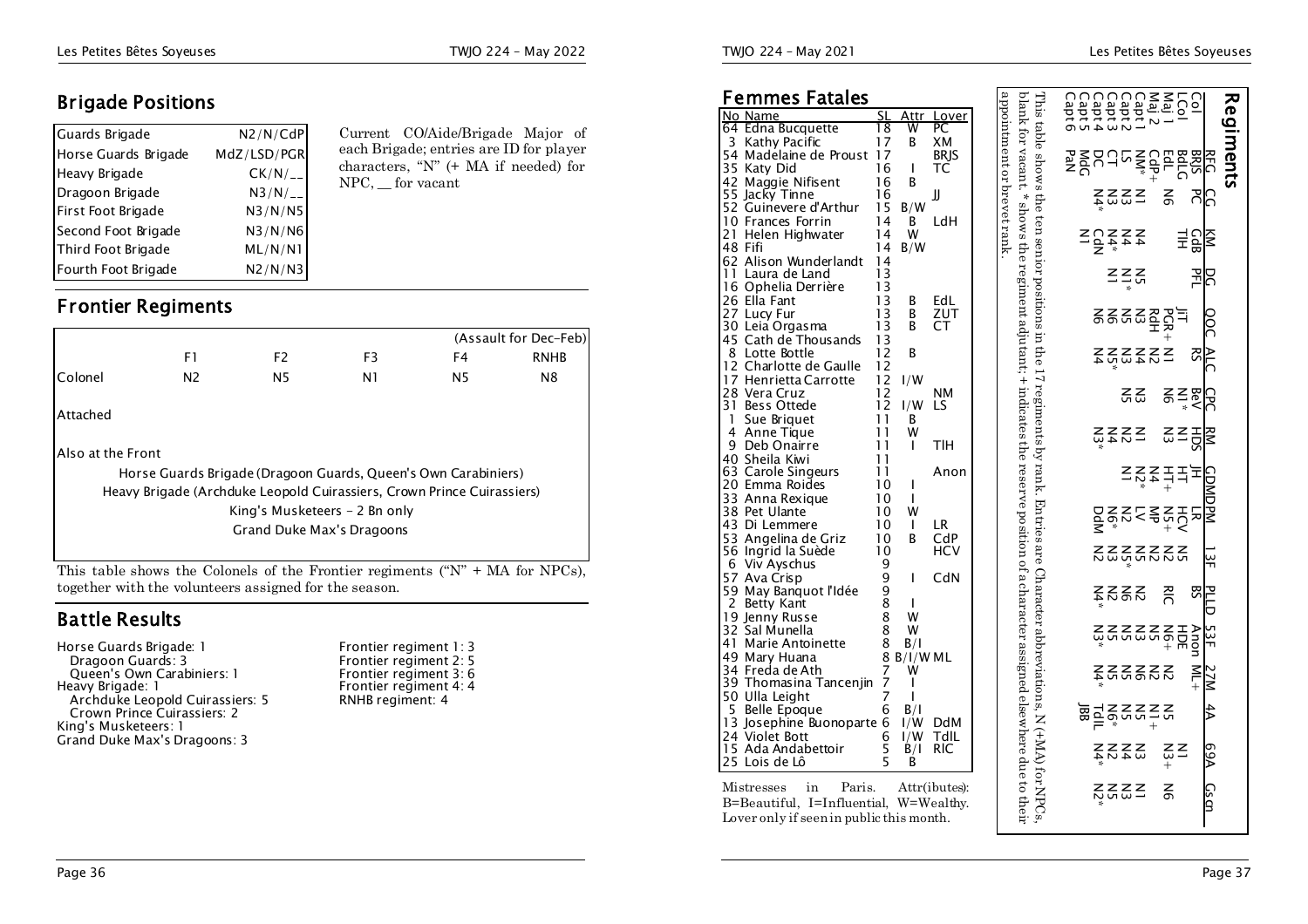## Brigade Positions

| | |
|---|---|
| Guards Brigade | N2/N/CdP |
| Horse Guards Brigade | MdZ/LSD/PGR |
| Heavy Brigade | CK/N/__ |
| Dragoon Brigade | N3/N/__ |
| First Foot Brigade | N3/N/N5 |
| Second Foot Brigade | N3/N/N6 |
| Third Foot Brigade | ML/N/N1 |
| Fourth Foot Brigade | N2/N/N3 |

Current CO/Aide/Brigade Major of each Brigade; entries are ID for player characters, "N" (+ MA if needed) for NPC, __ for vacant

## Frontier Regiments

| | F1 | F2 | F3 | F4 | RNHB |
|---|---|---|---|---|---|
| | | | | | (Assault for Dec–Feb) |
| Colonel | N2 | N5 | N1 | N5 | N8 |
| Attached | | | | | |
| Also at the Front | | | | | |

Horse Guards Brigade (Dragoon Guards, Queen's Own Carabiniers)
Heavy Brigade (Archduke Leopold Cuirassiers, Crown Prince Cuirassiers)
King's Musketeers – 2 Bn only
Grand Duke Max's Dragoons

This table shows the Colonels of the Frontier regiments ("N" + MA for NPCs), together with the volunteers assigned for the season.

## Battle Results

Horse Guards Brigade: 1
  Dragoon Guards: 3
  Queen's Own Carabiniers: 1
Heavy Brigade: 1
  Archduke Leopold Cuirassiers: 5
  Crown Prince Cuirassiers: 2
King's Musketeers: 1
Grand Duke Max's Dragoons: 3

Frontier regiment 1: 3
Frontier regiment 2: 5
Frontier regiment 3: 6
Frontier regiment 4: 4
RNHB regiment: 4

## Femmes Fatales

| No | Name | SL | Attr | Lover |
|---|---|---|---|---|
| 64 | Edna Bucquette | 18 | W | PC |
| 3 | Kathy Pacific | 17 | B | XM |
| 54 | Madelaine de Proust | 17 | | BRJS |
| 35 | Katy Did | 16 | I | TC |
| 42 | Maggie Nifisent | 16 | B | |
| 55 | Jacky Tinne | 16 | | JJ |
| 52 | Guinevere d'Arthur | 15 | B/W | |
| 10 | Frances Forrin | 14 | B | LdH |
| 21 | Helen Highwater | 14 | W | |
| 48 | Fifi | 14 | B/W | |
| 62 | Alison Wunderlandt | 14 | | |
| 11 | Laura de Land | 13 | | |
| 16 | Ophelia Derrière | 13 | | |
| 26 | Ella Fant | 13 | B | EdL |
| 27 | Lucy Fur | 13 | B | ZUT |
| 30 | Leia Orgasma | 13 | B | CT |
| 45 | Cath de Thousands | 13 | | |
| 8 | Lotte Bottle | 12 | B | |
| 12 | Charlotte de Gaulle | 12 | | |
| 17 | Henrietta Carrotte | 12 | I/W | |
| 28 | Vera Cruz | 12 | | NM |
| 31 | Bess Ottede | 12 | I/W | LS |
| 1 | Sue Briquet | 11 | B | |
| 4 | Anne Tique | 11 | W | |
| 9 | Deb Onairre | 11 | I | TlH |
| 40 | Sheila Kiwi | 11 | | |
| 63 | Carole Singeurs | 11 | | Anon |
| 20 | Emma Roides | 10 | I | |
| 33 | Anna Rexique | 10 | I | |
| 38 | Pet Ulante | 10 | W | |
| 43 | Di Lemmere | 10 | I | LR |
| 53 | Angelina de Griz | 10 | B | CdP |
| 56 | Ingrid la Suède | 10 | | HCV |
| 6 | Viv Ayschus | 9 | | |
| 57 | Ava Crisp | 9 | I | CdN |
| 59 | May Banquot l'Idée | 9 | | |
| 2 | Betty Kant | 8 | I | |
| 19 | Jenny Russe | 8 | W | |
| 32 | Sal Munella | 8 | W | |
| 41 | Marie Antoinette | 8 | B/I | |
| 49 | Mary Huana | 8 | B/I/W | ML |
| 34 | Freda de Ath | 7 | W | |
| 39 | Thomasina Tancenjin | 7 | I | |
| 50 | Ulla Leight | 7 | I | |
| 5 | Belle Epoque | 6 | B/I | |
| 13 | Josephine Buonoparte | 6 | I/W | DdM |
| 24 | Violet Bott | 6 | I/W | TdlL |
| 15 | Ada Andabettoir | 5 | B/I | RlC |
| 25 | Lois de Lô | 5 | B | |

Mistresses in Paris. Attr(ibutes): B=Beautiful, I=Influential, W=Wealthy. Lover only if seen in public this month.

## Regiments

| | RFG | CG | KM | DG | QOC | ALC | CPC | RM | GDMD | PM | 13F | PLLD | 53F | 27M | 4A | 69A | Gscm |
|---|---|---|---|---|---|---|---|---|---|---|---|---|---|---|---|---|---|
| Col | BRJS | PC | GdB | PFL | JJT | RS | BeV | HDS | JH | LR | N5 | BS | Anon | ML+ | | | |
| LCol | BdLG | | TlH | | PGR+ | N1 | N1* | N1 | HT | HCV | N2 | RlC | HDE | | | N1 | N6 |
| Maj 1 | EdL | N6 | | | RdH | N2 | N6 | N3 | HT+ | N5+ | N2 | | N6+ | N2 | N5 | N3+ | |
| Maj 2 | N* | | N4 | N5 | N3 | N3 | | | N4 | MP | N5* | | N5 | N2 | N1+ | | |
| Capt 1 | CdP+ | | | N1* | N5 | N3 | N3 | N1 | N2* | LV | N3 | N2 | N3 | N6 | N1 | N3 | N1 |
| Capt 2 | | N1 | | N1 | N5 | N5* | N5 | N2 | N1 | N2 | N2 | N6 | N5 | N5 | N5 | N4 | N3 |
| Capt 3 | | N3 | N4 | | N6 | N4 | | N2 | | N6* | | N2* | N5 | N5 | N5 | N2 | N5 |
| Capt 4 | | N3 | N4* | | | | | N4 | | DdM | | N4* | N3* | N4* | N6* | N4* | N5 |
| Capt 5 | | N4* | CdN | | | | | N3* | | | | | | | TdlL | | N2* |
| Capt 6 | | | N1 | | | | | | | | | | | | JBB | | |

This table shows the ten senior positions in the 17 regiments by rank. Entries are Character abbreviations, N (+MA) for NPCs, blank for vacant. * shows the regiment adjutant; + indicates the reserve position of a character assigned elsewhere due to their appointment or brevet rank.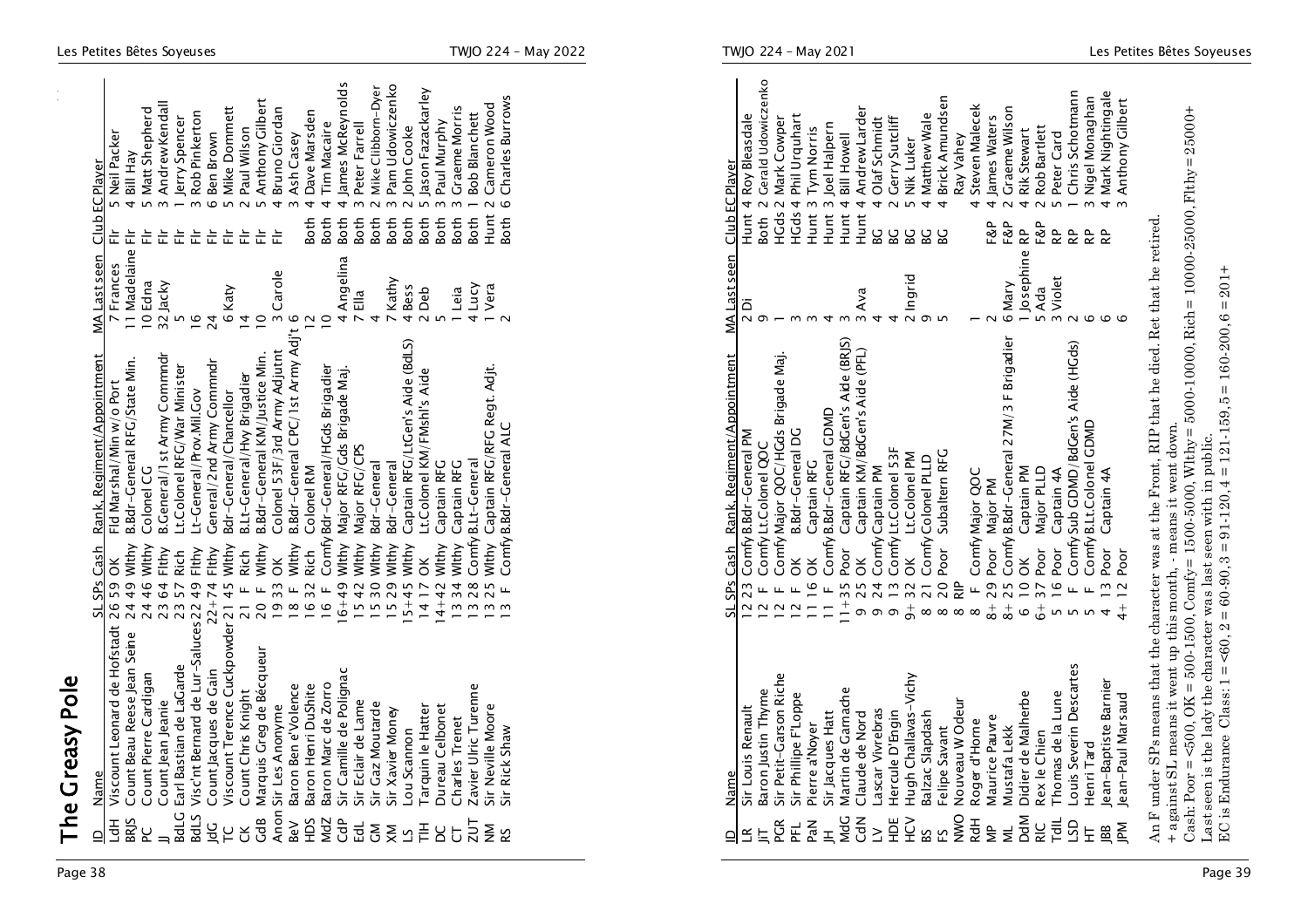# The Greasy Pole

| ID | Name | SL | SPs | Cash | Rank, Regiment/Appointment | MA | Last seen | Club | EC | Player |
|---|---|---|---|---|---|---|---|---|---|---|
| LdH | Viscount Leonard de Hofstadt | 26 | 59 | OK | Fld Marshal/Min w/o Port | 7 | Frances | Flr | 5 | Neil Packer |
| BRJS | Count Beau Reese Jean Seine | 24 | 49 | Wlthy | B.Bdr-General RFG/State Min. | 11 | Madelaine | Flr | 4 | Bill Hay |
| PC | Count Pierre Cardigan | 24 | 46 | Wlthy | Colonel CG | 10 | Edna | Flr | 5 | Matt Shepherd |
| JJ | Count Jean Jeanie | 23 | 64 | Flthy | B.General/1st Army Commndr | 32 | Jacky | Flr | 3 | Andrew Kendall |
| BdLG | Earl Bastian de LaGarde | 23 | 57 | Rich | Lt.Colonel RFG/War Minister | 5 | | Flr | 1 | Jerry Spencer |
| BdLS | Visc'nt Bernard de Lur-Saluces | 22 | 49 | Flthy | Lt-General/Prov.Mil.Gov | 16 | | Flr | 3 | Rob Pinkerton |
| JdG | Count Jacques de Gain | 22+ | 74 | Flthy | General/2nd Army Commndr | 24 | | Flr | 6 | Ben Brown |
| TC | Viscount Terence Cuckpowder | 21 | 45 | Wlthy | Bdr-General/Chancellor | 6 | Katy | Flr | 5 | Mike Dommett |
| CK | Count Chris Knight | 21 | F | Rich | B.Lt-General/Hvy Brigadier | 14 | | Flr | 2 | Paul Wilson |
| GdB | Marquis Greg de Bécqueur | 20 | F | Wlthy | B.Bdr-General KM/Justice Min. | 10 | | Flr | 5 | Anthony Gilbert |
| Anon | Sir Les Anonyme | 19 | 33 | OK | Colonel 53F/3rd Army Adjutnt | 3 | Carole | Flr | 4 | Bruno Giordan |
| BeV | Baron Ben e'Volence | 18 | F | Wlthy | B.Bdr-General CPC/1st Army Adj't | 6 | | | 3 | Ash Casey |
| HDS | Baron Henri DuShite | 16 | 32 | Rich | Colonel RM | 12 | | Both | 4 | Dave Marsden |
| MdZ | Baron Marc de Zorro | 16 | F | Comfy | Bdr-General/HGds Brigadier | 10 | | Both | 4 | Tim Macaire |
| CdP | Sir Camille de Polignac | 16+ | 49 | Wlthy | Major RFG/Gds Brigade Maj. | 4 | Angelina | Both | 4 | James McReynolds |
| EdL | Sir Eclair de Lame | 15 | 42 | Wlthy | Major RFG/CPS | 7 | Ella | Both | 3 | Peter Farrell |
| GM | Sir Gaz Moutarde | 15 | 30 | Wlthy | Bdr-General | 4 | | Both | 2 | Mike Clibborn-Dyer |
| XM | Sir Xavier Money | 15 | 29 | Wlthy | Bdr-General | 7 | Kathy | Both | 3 | Pam Udowiczenko |
| LS | Lou Scannon | 15+ | 45 | Wlthy | Captain RFG/LtGen's Aide (BdLS) | 4 | Bess | Both | 2 | John Cooke |
| TlH | Tarquin le Hatter | 14 | 17 | OK | Lt.Colonel KM/FMshl's Aide | 2 | Deb | Both | 5 | Jason Fazackarley |
| DC | Dureau Celbonet | 14+ | 42 | Wlthy | Captain RFG | 5 | | Both | 3 | Paul Murphy |
| CT | Charles Trenet | 13 | 34 | Wlthy | Captain RFG | 1 | Leia | Both | 3 | Graeme Morris |
| ZUT | Zavier Ulric Turenne | 13 | 28 | Comfy | B.Lt-General | 4 | Lucy | Both | 1 | Bob Blanchett |
| NM | Sir Neville Moore | 13 | 25 | Wlthy | Captain RFG/RFG Regt. Adjt. | 1 | Vera | Hunt | 2 | Cameron Wood |
| RS | Sir Rick Shaw | 13 | F | Comfy | B.Bdr-General ALC | 2 | | Both | 6 | Charles Burrows |

| ID | Name | SL | SPs | Cash | Rank, Regiment/Appointment | MA | Last seen | Club | EC | Player |
|---|---|---|---|---|---|---|---|---|---|---|
| LR | Sir Louis Renault | 12 | 23 | Comfy | B.Bdr-General PM | 2 | Di | Hunt | 4 | Roy Bleasdale |
| JT | Baron Justin Thyme | 12 | F | Comfy | Lt.Colonel QOC | 9 | | Both | 2 | Gerald Udowiczenko |
| PGR | Sir Petit-Garson Riche | 12 | F | Comfy | Major QOC/HGds Brigade Maj. | 1 | | HGds | 2 | Mark Cowper |
| PFL | Sir Phillipe F'Loppe | 12 | F | OK | B.Bdr-General DG | 3 | | HGds | 4 | Phil Urquhart |
| PaN | Pierre a'Noyer | 11 | 16 | OK | Captain RFG | 3 | | Hunt | 3 | Tym Norris |
| JH | Sir Jacques Hatt | 11 | F | Comfy | B.Bdr-General GDMD | 4 | | Hunt | 3 | Joel Halpern |
| MdG | Martin de Garnache | 11+ | 35 | Poor | Captain RFG/BdGen's Aide (BRJS) | 3 | | Hunt | 4 | Bill Howell |
| CdN | Claude de Nord | 9 | 25 | OK | Captain KM/BdGen's Aide (PFL) | 3 | Ava | Hunt | 4 | Andrew Larder |
| LV | Lascar Vivrebras | 9 | 24 | Comfy | Captain PM | 4 | | BG | 4 | Olaf Schmidt |
| HDE | Hercule D'Engin | 9 | 13 | Comfy | Lt.Colonel 53F | 4 | | BG | 2 | Gerry Sutcliff |
| HCV | Hugh Challavas-Vichy | 9+ | 32 | OK | Lt.Colonel PM | 2 | Ingrid | BG | 5 | Nik Luker |
| BS | Balzac Slapdash | 8 | 21 | Comfy | Colonel PLLD | 9 | | BG | 4 | Matthew Wale |
| FS | Felipe Savant | 8 | 20 | Poor | Subaltern RFG | 5 | | BG | 4 | Brick Amundsen |
| NWO | Nouveau W Odeur | 8 | RIP | | | | | | | Ray Vahey |
| RdH | Roger d'Horne | 8 | F | Comfy | Major QOC | 1 | | | 4 | Steven Malecek |
| MP | Maurice Pauvre | 8+ | 29 | Poor | Major PM | 2 | | F&P | 4 | James Waters |
| ML | Mustafa Lekk | 8+ | 25 | Comfy | B.Bdr-General 27M/3 F Brigadier | 6 | Mary | F&P | 2 | Graeme Wilson |
| DdM | Didier de Malherbe | 6 | 10 | OK | Captain PM | 1 | Josephine | RP | 4 | Rik Stewart |
| RIC | Rex le Chien | 6+ | 37 | Poor | Major PLLD | 5 | Ada | F&P | 2 | Rob Bartlett |
| TdlL | Thomas de la Lune | 5 | 16 | Poor | Captain 4A | 3 | Violet | RP | 5 | Peter Card |
| LSD | Louis Severin Descartes | 5 | F | Comfy | Sub GDMD/BdGen's Aide (HGds) | 2 | | RP | 1 | Chris Schotmann |
| HT | Henri Tard | 5 | F | Comfy | B.Lt.Colonel GDMD | 6 | | RP | 3 | Nigel Monaghan |
| JBB | Jean-Baptiste Barnier | 4 | 13 | Poor | Captain 4A | 6 | | RP | 4 | Mark Nightingale |
| JPM | Jean-Paul Marsaud | 4+ | 12 | Poor | | 6 | | | 3 | Anthony Gilbert |

An F under SPs means that the character was at the Front, RIP that he died. Ret that he retired.
+ against SL means it went up this month, - means it went down.
Cash: Poor = <500, OK = 500-1500, Comfy= 1500-5000, Wlthy= 5000-10000, Rich= 10000-25000, Flthy= 25000+
Last seen is the lady the character was last seen with in public.
EC is Endurance Class: 1 = <60, 2 = 60-90, 3 = 91-120, 4 = 121-159, 5 = 160-200, 6 = 201+